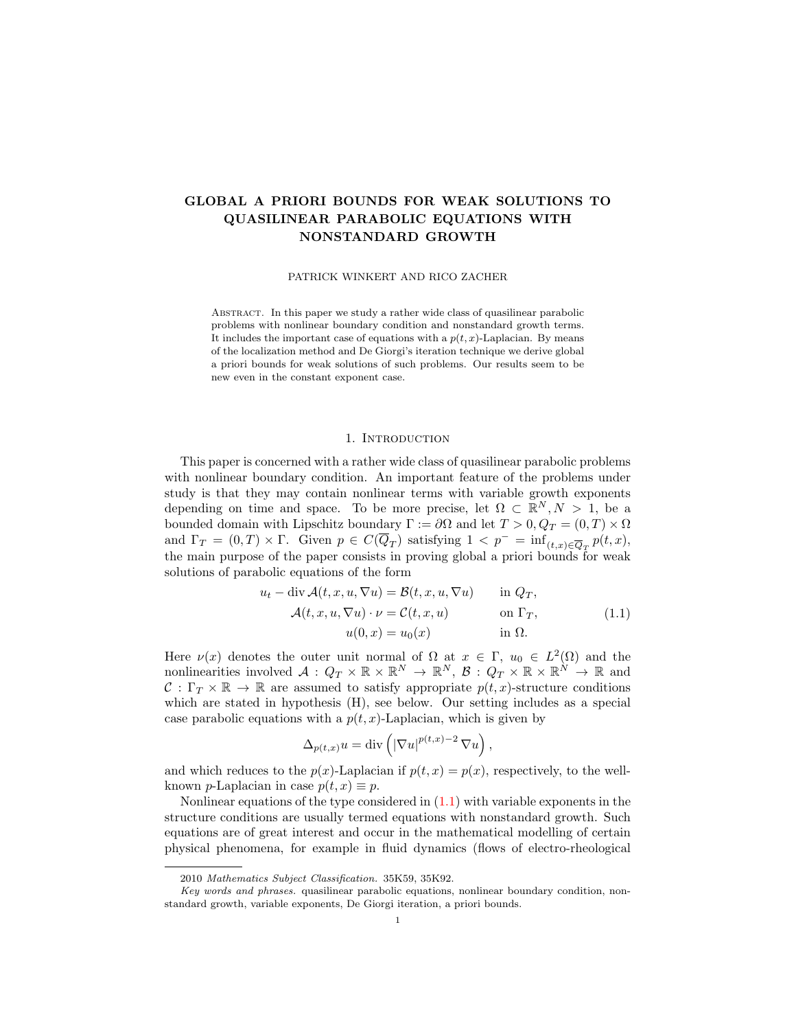# GLOBAL A PRIORI BOUNDS FOR WEAK SOLUTIONS TO QUASILINEAR PARABOLIC EQUATIONS WITH NONSTANDARD GROWTH

PATRICK WINKERT AND RICO ZACHER

ABSTRACT. In this paper we study a rather wide class of quasilinear parabolic problems with nonlinear boundary condition and nonstandard growth terms. It includes the important case of equations with a $p(t,x)$-Laplacian. By means of the localization method and De Giorgi's iteration technique we derive global a priori bounds for weak solutions of such problems. Our results seem to be new even in the constant exponent case.

## 1. Introduction

This paper is concerned with a rather wide class of quasilinear parabolic problems with nonlinear boundary condition. An important feature of the problems under study is that they may contain nonlinear terms with variable growth exponents depending on time and space. To be more precise, let $\Omega \subset \mathbb{R}^N, N > 1$, be a bounded domain with Lipschitz boundary $\Gamma := \partial\Omega$ and let $T > 0, Q_T = (0,T) \times \Omega$ and $\Gamma_T = (0,T) \times \Gamma$. Given $p \in C(\overline{Q}_T)$ satisfying $1 < p^- = \inf_{(t,x)\in \overline{Q}_T} p(t,x)$, the main purpose of the paper consists in proving global a priori bounds for weak solutions of parabolic equations of the form

$$
\begin{aligned}
u_t - \operatorname{div} \mathcal{A}(t,x,u,\nabla u) &= \mathcal{B}(t,x,u,\nabla u) && \text{in } Q_T,\\
\mathcal{A}(t,x,u,\nabla u)\cdot \nu &= \mathcal{C}(t,x,u) && \text{on } \Gamma_T,\\
u(0,x) &= u_0(x) && \text{in } \Omega.
\end{aligned} \tag{1.1}
$$

Here $\nu(x)$ denotes the outer unit normal of $\Omega$ at $x \in \Gamma$, $u_0 \in L^2(\Omega)$ and the nonlinearities involved $\mathcal{A} : Q_T \times \mathbb{R} \times \mathbb{R}^N \to \mathbb{R}^N$, $\mathcal{B} : Q_T \times \mathbb{R} \times \mathbb{R}^N \to \mathbb{R}$ and $\mathcal{C} : \Gamma_T \times \mathbb{R} \to \mathbb{R}$ are assumed to satisfy appropriate $p(t,x)$-structure conditions which are stated in hypothesis (H), see below. Our setting includes as a special case parabolic equations with a $p(t,x)$-Laplacian, which is given by

$$
\Delta_{p(t,x)} u = \operatorname{div}\left(|\nabla u|^{p(t,x)-2}\nabla u\right),
$$

and which reduces to the $p(x)$-Laplacian if $p(t,x) = p(x)$, respectively, to the well-known $p$-Laplacian in case $p(t,x) \equiv p$.

Nonlinear equations of the type considered in (1.1) with variable exponents in the structure conditions are usually termed equations with nonstandard growth. Such equations are of great interest and occur in the mathematical modelling of certain physical phenomena, for example in fluid dynamics (flows of electro-rheological

---

2010 *Mathematics Subject Classification.* 35K59, 35K92.

*Key words and phrases.* quasilinear parabolic equations, nonlinear boundary condition, nonstandard growth, variable exponents, De Giorgi iteration, a priori bounds.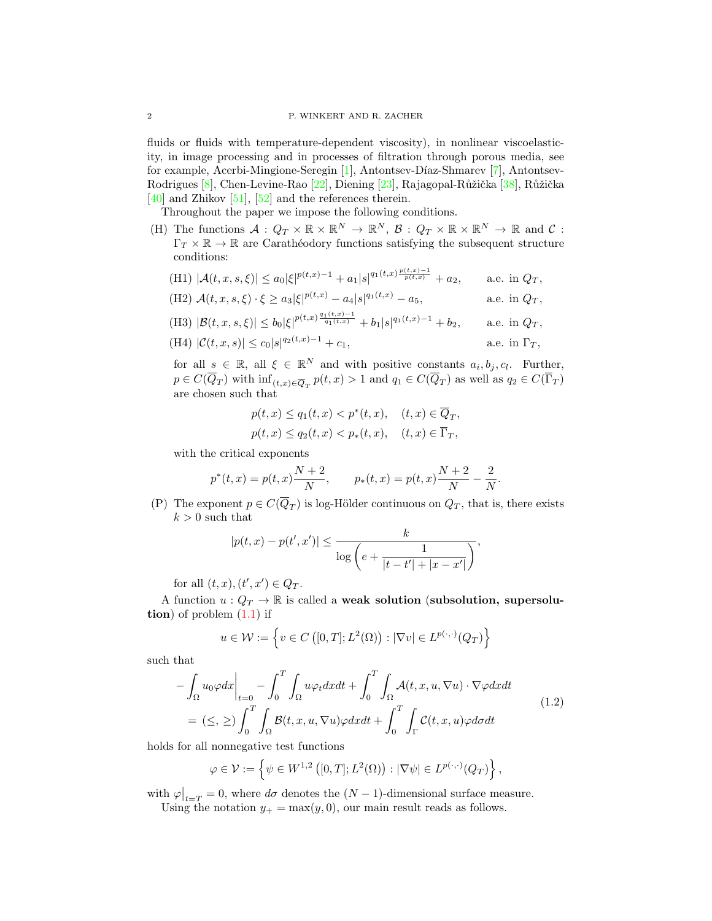fluids or fluids with temperature-dependent viscosity), in nonlinear viscoelasticity, in image processing and in processes of filtration through porous media, see for example, Acerbi-Mingione-Seregin [1], Antontsev-Díaz-Shmarev [7], Antontsev-Rodrigues [8], Chen-Levine-Rao [22], Diening [23], Rajagopal-Růžička [38], Růžička [40] and Zhikov [51], [52] and the references therein.

Throughout the paper we impose the following conditions.

(H) The functions $\mathcal{A} : Q_T \times \mathbb{R} \times \mathbb{R}^N \to \mathbb{R}^N$, $\mathcal{B} : Q_T \times \mathbb{R} \times \mathbb{R}^N \to \mathbb{R}$ and $\mathcal{C} : \Gamma_T \times \mathbb{R} \to \mathbb{R}$ are Carathéodory functions satisfying the subsequent structure conditions:

(H1) $|\mathcal{A}(t,x,s,\xi)| \leq a_0|\xi|^{p(t,x)-1} + a_1|s|^{q_1(t,x)\frac{p(t,x)-1}{p(t,x)}} + a_2, \qquad$ a.e. in $Q_T$,

(H2) $\mathcal{A}(t,x,s,\xi) \cdot \xi \geq a_3|\xi|^{p(t,x)} - a_4|s|^{q_1(t,x)} - a_5, \qquad$ a.e. in $Q_T$,

(H3) $|\mathcal{B}(t,x,s,\xi)| \leq b_0|\xi|^{p(t,x)\frac{q_1(t,x)-1}{q_1(t,x)}} + b_1|s|^{q_1(t,x)-1} + b_2, \qquad$ a.e. in $Q_T$,

(H4) $|\mathcal{C}(t,x,s)| \leq c_0|s|^{q_2(t,x)-1} + c_1, \qquad$ a.e. in $\Gamma_T$,

for all $s \in \mathbb{R}$, all $\xi \in \mathbb{R}^N$ and with positive constants $a_i, b_j, c_l$. Further, $p \in C(\overline{Q}_T)$ with $\inf_{(t,x)\in\overline{Q}_T} p(t,x) > 1$ and $q_1 \in C(\overline{Q}_T)$ as well as $q_2 \in C(\overline{\Gamma}_T)$ are chosen such that

$$
\begin{aligned}
p(t,x) \leq q_1(t,x) < p^*(t,x), \quad (t,x) \in \overline{Q}_T,\\
p(t,x) \leq q_2(t,x) < p_*(t,x), \quad (t,x) \in \overline{\Gamma}_T,
\end{aligned}
$$

with the critical exponents

$$
p^*(t,x) = p(t,x)\frac{N+2}{N}, \qquad p_*(t,x) = p(t,x)\frac{N+2}{N} - \frac{2}{N}.
$$

(P) The exponent $p \in C(\overline{Q}_T)$ is log-Hölder continuous on $Q_T$, that is, there exists $k > 0$ such that

$$
|p(t,x) - p(t',x')| \leq \frac{k}{\log\left(e + \dfrac{1}{|t-t'| + |x-x'|}\right)},
$$

for all $(t,x), (t',x') \in Q_T$.

A function $u : Q_T \to \mathbb{R}$ is called a **weak solution** (**subsolution, supersolution**) of problem (1.1) if

$$
u \in \mathcal{W} := \left\{ v \in C\left([0,T]; L^2(\Omega)\right) : |\nabla v| \in L^{p(\cdot,\cdot)}(Q_T) \right\}
$$

such that

$$
\begin{aligned}
&-\int_\Omega u_0\varphi dx\bigg|_{t=0} - \int_0^T\int_\Omega u\varphi_t dxdt + \int_0^T\int_\Omega \mathcal{A}(t,x,u,\nabla u)\cdot\nabla\varphi dxdt \\
&\quad = (\leq, \geq) \int_0^T\int_\Omega \mathcal{B}(t,x,u,\nabla u)\varphi dxdt + \int_0^T\int_\Gamma \mathcal{C}(t,x,u)\varphi d\sigma dt
\end{aligned}
\tag{1.2}
$$

holds for all nonnegative test functions

$$
\varphi \in \mathcal{V} := \left\{ \psi \in W^{1,2}\left([0,T]; L^2(\Omega)\right) : |\nabla\psi| \in L^{p(\cdot,\cdot)}(Q_T) \right\},
$$

with $\varphi\big|_{t=T} = 0$, where $d\sigma$ denotes the $(N-1)$-dimensional surface measure.

Using the notation $y_+ = \max(y,0)$, our main result reads as follows.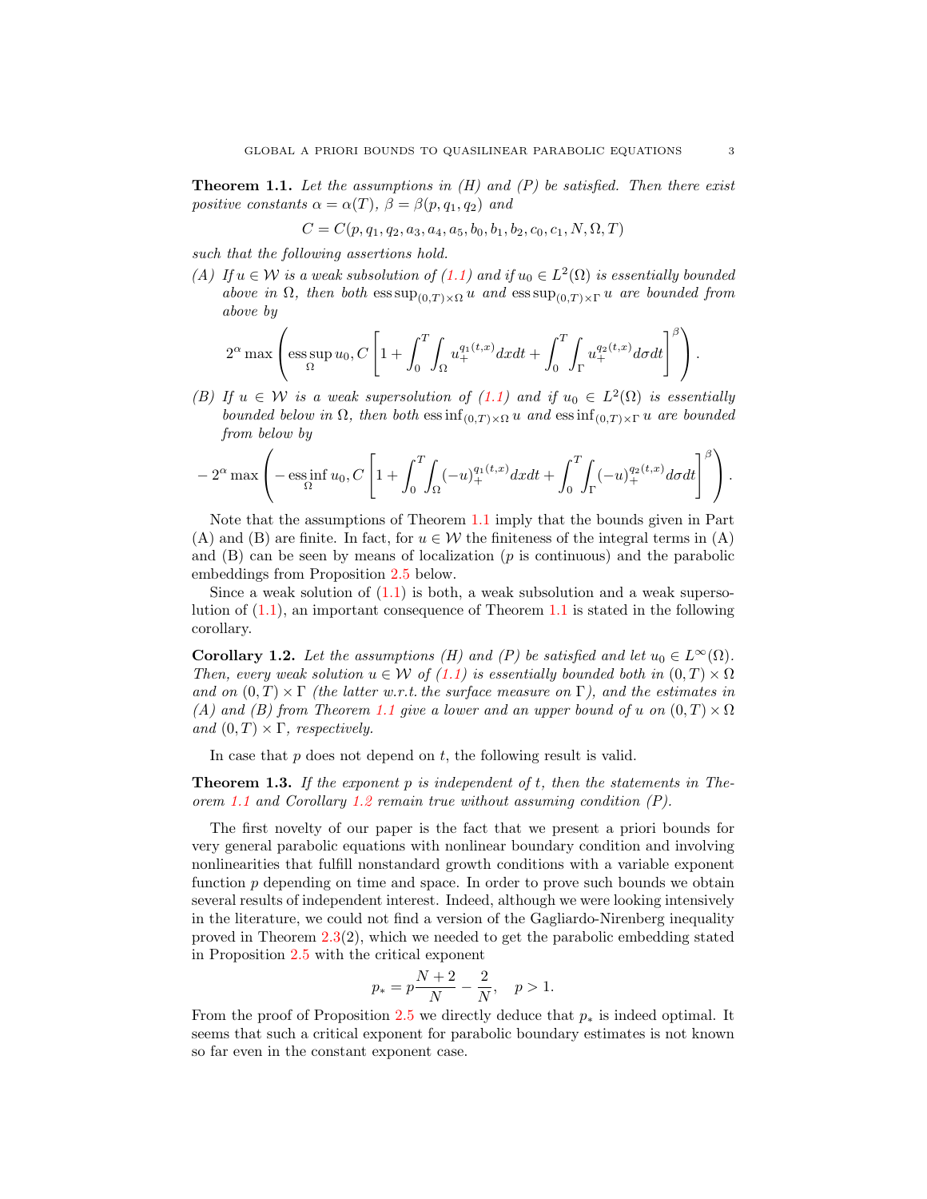**Theorem 1.1.** *Let the assumptions in (H) and (P) be satisfied. Then there exist positive constants $\alpha = \alpha(T)$, $\beta = \beta(p, q_1, q_2)$ and*

$$C = C(p, q_1, q_2, a_3, a_4, a_5, b_0, b_1, b_2, c_0, c_1, N, \Omega, T)$$

*such that the following assertions hold.*

*(A) If $u \in \mathcal{W}$ is a weak subsolution of (1.1) and if $u_0 \in L^2(\Omega)$ is essentially bounded above in $\Omega$, then both $\operatorname{ess\,sup}_{(0,T)\times\Omega} u$ and $\operatorname{ess\,sup}_{(0,T)\times\Gamma} u$ are bounded from above by*

$$2^\alpha \max\left( \operatorname*{ess\,sup}_{\Omega} u_0, C\left[1 + \int_0^T \int_\Omega u_+^{q_1(t,x)} dx dt + \int_0^T \int_\Gamma u_+^{q_2(t,x)} d\sigma dt\right]^\beta \right).$$

*(B) If $u \in \mathcal{W}$ is a weak supersolution of (1.1) and if $u_0 \in L^2(\Omega)$ is essentially bounded below in $\Omega$, then both $\operatorname{ess\,inf}_{(0,T)\times\Omega} u$ and $\operatorname{ess\,inf}_{(0,T)\times\Gamma} u$ are bounded from below by*

$$-2^\alpha \max\left( -\operatorname*{ess\,inf}_{\Omega} u_0, C\left[1 + \int_0^T \int_\Omega (-u)_+^{q_1(t,x)} dx dt + \int_0^T \int_\Gamma (-u)_+^{q_2(t,x)} d\sigma dt\right]^\beta \right).$$

Note that the assumptions of Theorem 1.1 imply that the bounds given in Part (A) and (B) are finite. In fact, for $u \in \mathcal{W}$ the finiteness of the integral terms in (A) and (B) can be seen by means of localization ($p$ is continuous) and the parabolic embeddings from Proposition 2.5 below.

Since a weak solution of (1.1) is both, a weak subsolution and a weak supersolution of (1.1), an important consequence of Theorem 1.1 is stated in the following corollary.

**Corollary 1.2.** *Let the assumptions (H) and (P) be satisfied and let $u_0 \in L^\infty(\Omega)$. Then, every weak solution $u \in \mathcal{W}$ of (1.1) is essentially bounded both in $(0, T) \times \Omega$ and on $(0, T) \times \Gamma$ (the latter w.r.t. the surface measure on $\Gamma$), and the estimates in (A) and (B) from Theorem 1.1 give a lower and an upper bound of $u$ on $(0, T) \times \Omega$ and $(0, T) \times \Gamma$, respectively.*

In case that $p$ does not depend on $t$, the following result is valid.

**Theorem 1.3.** *If the exponent $p$ is independent of $t$, then the statements in Theorem 1.1 and Corollary 1.2 remain true without assuming condition (P).*

The first novelty of our paper is the fact that we present a priori bounds for very general parabolic equations with nonlinear boundary condition and involving nonlinearities that fulfill nonstandard growth conditions with a variable exponent function $p$ depending on time and space. In order to prove such bounds we obtain several results of independent interest. Indeed, although we were looking intensively in the literature, we could not find a version of the Gagliardo-Nirenberg inequality proved in Theorem 2.3(2), which we needed to get the parabolic embedding stated in Proposition 2.5 with the critical exponent

$$p_* = p\frac{N+2}{N} - \frac{2}{N}, \quad p > 1.$$

From the proof of Proposition 2.5 we directly deduce that $p_*$ is indeed optimal. It seems that such a critical exponent for parabolic boundary estimates is not known so far even in the constant exponent case.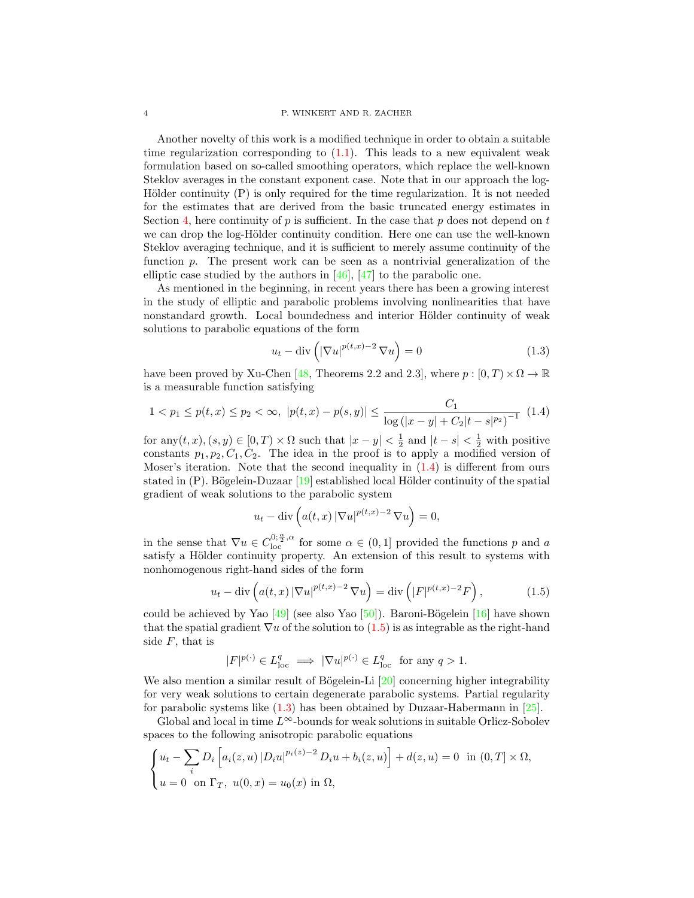Another novelty of this work is a modified technique in order to obtain a suitable time regularization corresponding to (1.1). This leads to a new equivalent weak formulation based on so-called smoothing operators, which replace the well-known Steklov averages in the constant exponent case. Note that in our approach the log-Hölder continuity (P) is only required for the time regularization. It is not needed for the estimates that are derived from the basic truncated energy estimates in Section 4, here continuity of $p$ is sufficient. In the case that $p$ does not depend on $t$ we can drop the log-Hölder continuity condition. Here one can use the well-known Steklov averaging technique, and it is sufficient to merely assume continuity of the function $p$. The present work can be seen as a nontrivial generalization of the elliptic case studied by the authors in [46], [47] to the parabolic one.

As mentioned in the beginning, in recent years there has been a growing interest in the study of elliptic and parabolic problems involving nonlinearities that have nonstandard growth. Local boundedness and interior Hölder continuity of weak solutions to parabolic equations of the form

$$u_t - \operatorname{div}\left(|\nabla u|^{p(t,x)-2}\nabla u\right) = 0 \tag{1.3}$$

have been proved by Xu-Chen [48, Theorems 2.2 and 2.3], where $p : [0,T)\times\Omega \to \mathbb{R}$ is a measurable function satisfying

$$1 < p_1 \leq p(t,x) \leq p_2 < \infty, \; |p(t,x)-p(s,y)| \leq \frac{C_1}{\log\left(|x-y| + C_2|t-s|^{p_2}\right)^{-1}} \tag{1.4}$$

for any$(t,x),(s,y) \in [0,T)\times\Omega$ such that $|x-y| < \frac{1}{2}$ and $|t-s| < \frac{1}{2}$ with positive constants $p_1,p_2,C_1,C_2$. The idea in the proof is to apply a modified version of Moser's iteration. Note that the second inequality in (1.4) is different from ours stated in (P). Bögelein-Duzaar [19] established local Hölder continuity of the spatial gradient of weak solutions to the parabolic system

$$u_t - \operatorname{div}\left(a(t,x)\,|\nabla u|^{p(t,x)-2}\nabla u\right) = 0,$$

in the sense that $\nabla u \in C^{0;\frac{\alpha}{2},\alpha}_{\text{loc}}$ for some $\alpha \in (0,1]$ provided the functions $p$ and $a$ satisfy a Hölder continuity property. An extension of this result to systems with nonhomogenous right-hand sides of the form

$$u_t - \operatorname{div}\left(a(t,x)\,|\nabla u|^{p(t,x)-2}\nabla u\right) = \operatorname{div}\left(|F|^{p(t,x)-2}F\right), \tag{1.5}$$

could be achieved by Yao [49] (see also Yao [50]). Baroni-Bögelein [16] have shown that the spatial gradient $\nabla u$ of the solution to (1.5) is as integrable as the right-hand side $F$, that is

$$|F|^{p(\cdot)} \in L^q_{\text{loc}} \implies |\nabla u|^{p(\cdot)} \in L^q_{\text{loc}} \;\text{ for any } q > 1.$$

We also mention a similar result of Bögelein-Li [20] concerning higher integrability for very weak solutions to certain degenerate parabolic systems. Partial regularity for parabolic systems like (1.3) has been obtained by Duzaar-Habermann in [25].

Global and local in time $L^\infty$-bounds for weak solutions in suitable Orlicz-Sobolev spaces to the following anisotropic parabolic equations

$$\begin{cases} u_t - \displaystyle\sum_i D_i\left[a_i(z,u)\,|D_i u|^{p_i(z)-2}D_i u + b_i(z,u)\right] + d(z,u) = 0 \;\text{ in } (0,T]\times\Omega, \\ u = 0 \;\text{ on } \Gamma_T, \; u(0,x) = u_0(x) \text{ in } \Omega, \end{cases}$$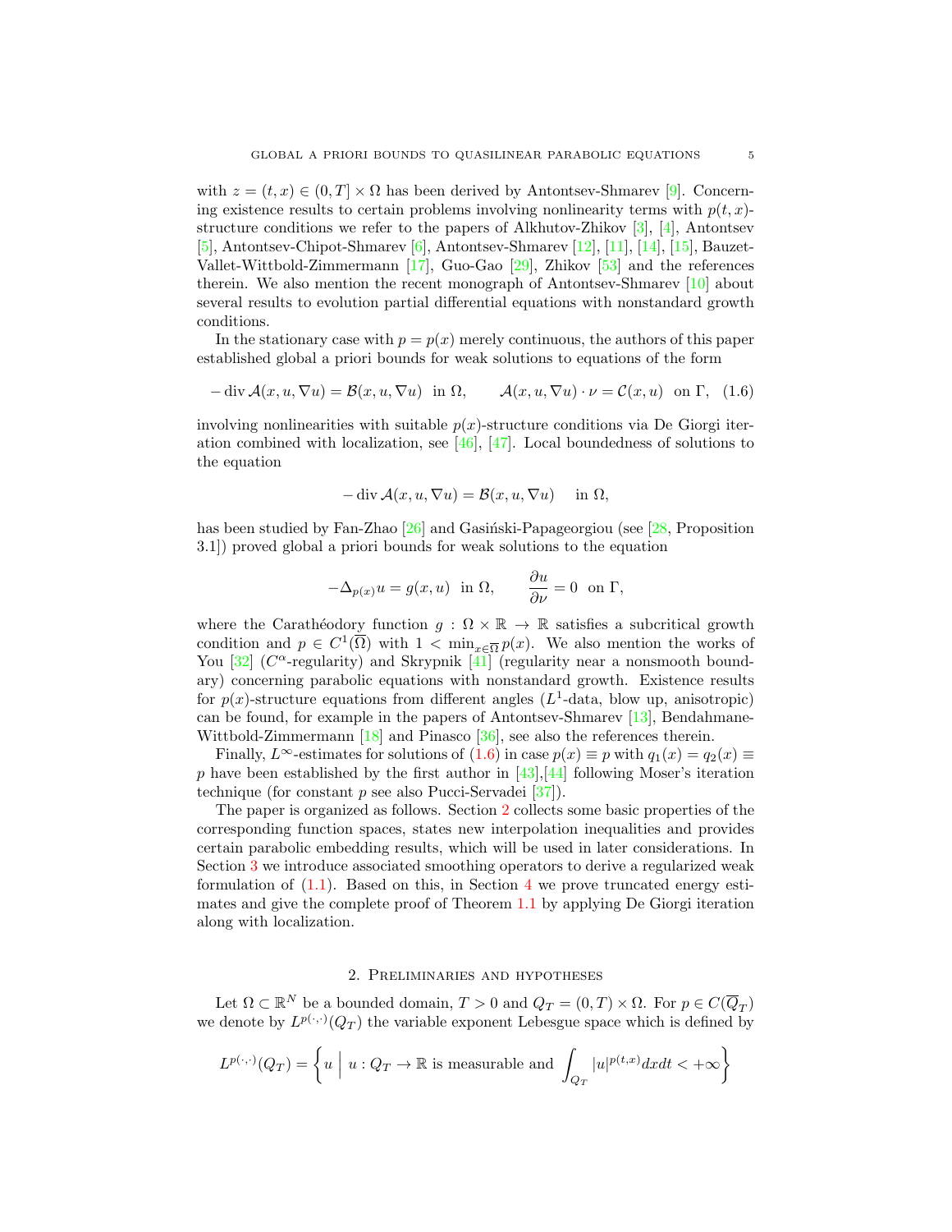with $z = (t,x) \in (0,T] \times \Omega$ has been derived by Antontsev-Shmarev [9]. Concerning existence results to certain problems involving nonlinearity terms with $p(t,x)$-structure conditions we refer to the papers of Alkhutov-Zhikov [3], [4], Antontsev [5], Antontsev-Chipot-Shmarev [6], Antontsev-Shmarev [12], [11], [14], [15], Bauzet-Vallet-Wittbold-Zimmermann [17], Guo-Gao [29], Zhikov [53] and the references therein. We also mention the recent monograph of Antontsev-Shmarev [10] about several results to evolution partial differential equations with nonstandard growth conditions.

In the stationary case with $p = p(x)$ merely continuous, the authors of this paper established global a priori bounds for weak solutions to equations of the form

$$-\operatorname{div} \mathcal{A}(x,u,\nabla u) = \mathcal{B}(x,u,\nabla u) \quad \text{in } \Omega, \qquad \mathcal{A}(x,u,\nabla u)\cdot \nu = \mathcal{C}(x,u) \quad \text{on } \Gamma, \quad (1.6)$$

involving nonlinearities with suitable $p(x)$-structure conditions via De Giorgi iteration combined with localization, see [46], [47]. Local boundedness of solutions to the equation

$$-\operatorname{div} \mathcal{A}(x,u,\nabla u) = \mathcal{B}(x,u,\nabla u) \quad \text{in } \Omega,$$

has been studied by Fan-Zhao [26] and Gasiński-Papageorgiou (see [28, Proposition 3.1]) proved global a priori bounds for weak solutions to the equation

$$-\Delta_{p(x)} u = g(x,u) \quad \text{in } \Omega, \qquad \frac{\partial u}{\partial \nu} = 0 \quad \text{on } \Gamma,$$

where the Carathéodory function $g : \Omega \times \mathbb{R} \to \mathbb{R}$ satisfies a subcritical growth condition and $p \in C^1(\overline{\Omega})$ with $1 < \min_{x\in\overline{\Omega}} p(x)$. We also mention the works of You [32] ($C^\alpha$-regularity) and Skrypnik [41] (regularity near a nonsmooth boundary) concerning parabolic equations with nonstandard growth. Existence results for $p(x)$-structure equations from different angles ($L^1$-data, blow up, anisotropic) can be found, for example in the papers of Antontsev-Shmarev [13], Bendahmane-Wittbold-Zimmermann [18] and Pinasco [36], see also the references therein.

Finally, $L^\infty$-estimates for solutions of (1.6) in case $p(x) \equiv p$ with $q_1(x) = q_2(x) \equiv p$ have been established by the first author in [43],[44] following Moser's iteration technique (for constant $p$ see also Pucci-Servadei [37]).

The paper is organized as follows. Section 2 collects some basic properties of the corresponding function spaces, states new interpolation inequalities and provides certain parabolic embedding results, which will be used in later considerations. In Section 3 we introduce associated smoothing operators to derive a regularized weak formulation of (1.1). Based on this, in Section 4 we prove truncated energy estimates and give the complete proof of Theorem 1.1 by applying De Giorgi iteration along with localization.

## 2. Preliminaries and hypotheses

Let $\Omega \subset \mathbb{R}^N$ be a bounded domain, $T > 0$ and $Q_T = (0,T) \times \Omega$. For $p \in C(\overline{Q}_T)$ we denote by $L^{p(\cdot,\cdot)}(Q_T)$ the variable exponent Lebesgue space which is defined by

$$L^{p(\cdot,\cdot)}(Q_T) = \left\{ u \;\middle|\; u : Q_T \to \mathbb{R} \text{ is measurable and } \int_{Q_T} |u|^{p(t,x)} dxdt < +\infty \right\}$$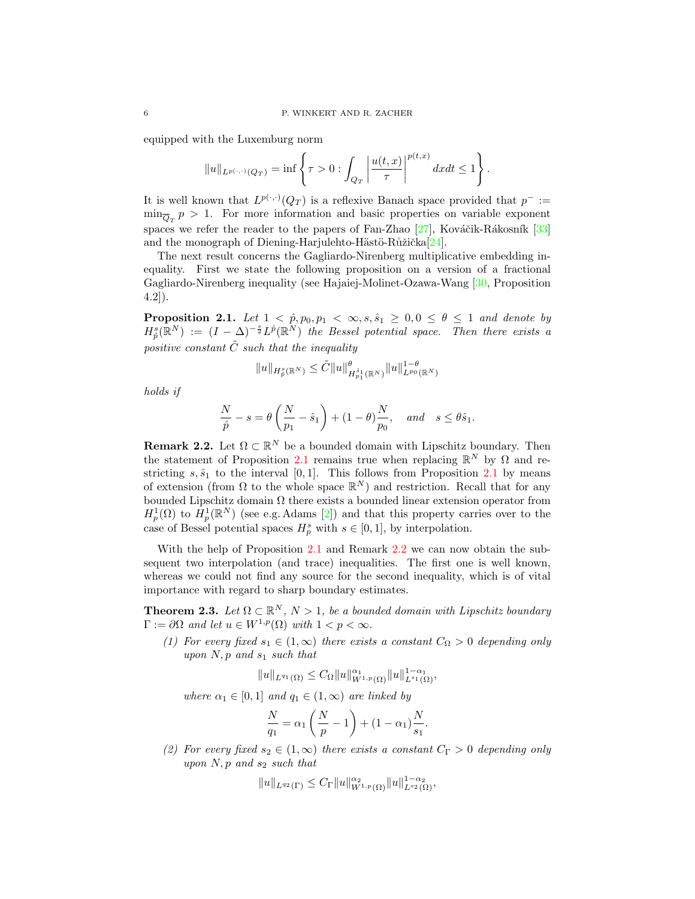equipped with the Luxemburg norm

$$\|u\|_{L^{p(\cdot,\cdot)}(Q_T)} = \inf\left\{\tau > 0 : \int_{Q_T} \left|\frac{u(t,x)}{\tau}\right|^{p(t,x)} dxdt \le 1\right\}.$$

It is well known that $L^{p(\cdot,\cdot)}(Q_T)$ is a reflexive Banach space provided that $p^- := \min_{\overline{Q}_T} p > 1$. For more information and basic properties on variable exponent spaces we refer the reader to the papers of Fan-Zhao [27], Kováčik-Rákosník [33] and the monograph of Diening-Harjulehto-Hästö-Růžička[24].

The next result concerns the Gagliardo-Nirenberg multiplicative embedding inequality. First we state the following proposition on a version of a fractional Gagliardo-Nirenberg inequality (see Hajaiej-Molinet-Ozawa-Wang [30, Proposition 4.2]).

**Proposition 2.1.** *Let $1 < \hat{p}, p_0, p_1 < \infty, s, \hat{s}_1 \ge 0, 0 \le \theta \le 1$ and denote by $H^s_{\hat{p}}(\mathbb{R}^N) := (I-\Delta)^{-\frac{s}{2}} L^{\hat{p}}(\mathbb{R}^N)$ the Bessel potential space. Then there exists a positive constant $\tilde{C}$ such that the inequality*

$$\|u\|_{H^s_{\hat{p}}(\mathbb{R}^N)} \le \tilde{C} \|u\|^{\theta}_{H^{\hat{s}_1}_{p_1}(\mathbb{R}^N)} \|u\|^{1-\theta}_{L^{p_0}(\mathbb{R}^N)}$$

*holds if*

$$\frac{N}{\hat{p}} - s = \theta\left(\frac{N}{p_1} - \hat{s}_1\right) + (1-\theta)\frac{N}{p_0}, \quad \text{and} \quad s \le \theta \hat{s}_1.$$

**Remark 2.2.** Let $\Omega \subset \mathbb{R}^N$ be a bounded domain with Lipschitz boundary. Then the statement of Proposition 2.1 remains true when replacing $\mathbb{R}^N$ by $\Omega$ and restricting $s, \hat{s}_1$ to the interval $[0,1]$. This follows from Proposition 2.1 by means of extension (from $\Omega$ to the whole space $\mathbb{R}^N$) and restriction. Recall that for any bounded Lipschitz domain $\Omega$ there exists a bounded linear extension operator from $H^1_p(\Omega)$ to $H^1_p(\mathbb{R}^N)$ (see e.g. Adams [2]) and that this property carries over to the case of Bessel potential spaces $H^s_p$ with $s \in [0,1]$, by interpolation.

With the help of Proposition 2.1 and Remark 2.2 we can now obtain the subsequent two interpolation (and trace) inequalities. The first one is well known, whereas we could not find any source for the second inequality, which is of vital importance with regard to sharp boundary estimates.

**Theorem 2.3.** *Let $\Omega \subset \mathbb{R}^N$, $N > 1$, be a bounded domain with Lipschitz boundary $\Gamma := \partial\Omega$ and let $u \in W^{1,p}(\Omega)$ with $1 < p < \infty$.*

*(1) For every fixed $s_1 \in (1,\infty)$ there exists a constant $C_\Omega > 0$ depending only upon $N, p$ and $s_1$ such that*

$$\|u\|_{L^{q_1}(\Omega)} \le C_\Omega \|u\|^{\alpha_1}_{W^{1,p}(\Omega)} \|u\|^{1-\alpha_1}_{L^{s_1}(\Omega)},$$

*where $\alpha_1 \in [0,1]$ and $q_1 \in (1,\infty)$ are linked by*

$$\frac{N}{q_1} = \alpha_1\left(\frac{N}{p} - 1\right) + (1-\alpha_1)\frac{N}{s_1}.$$

*(2) For every fixed $s_2 \in (1,\infty)$ there exists a constant $C_\Gamma > 0$ depending only upon $N, p$ and $s_2$ such that*

$$\|u\|_{L^{q_2}(\Gamma)} \le C_\Gamma \|u\|^{\alpha_2}_{W^{1,p}(\Omega)} \|u\|^{1-\alpha_2}_{L^{s_2}(\Omega)},$$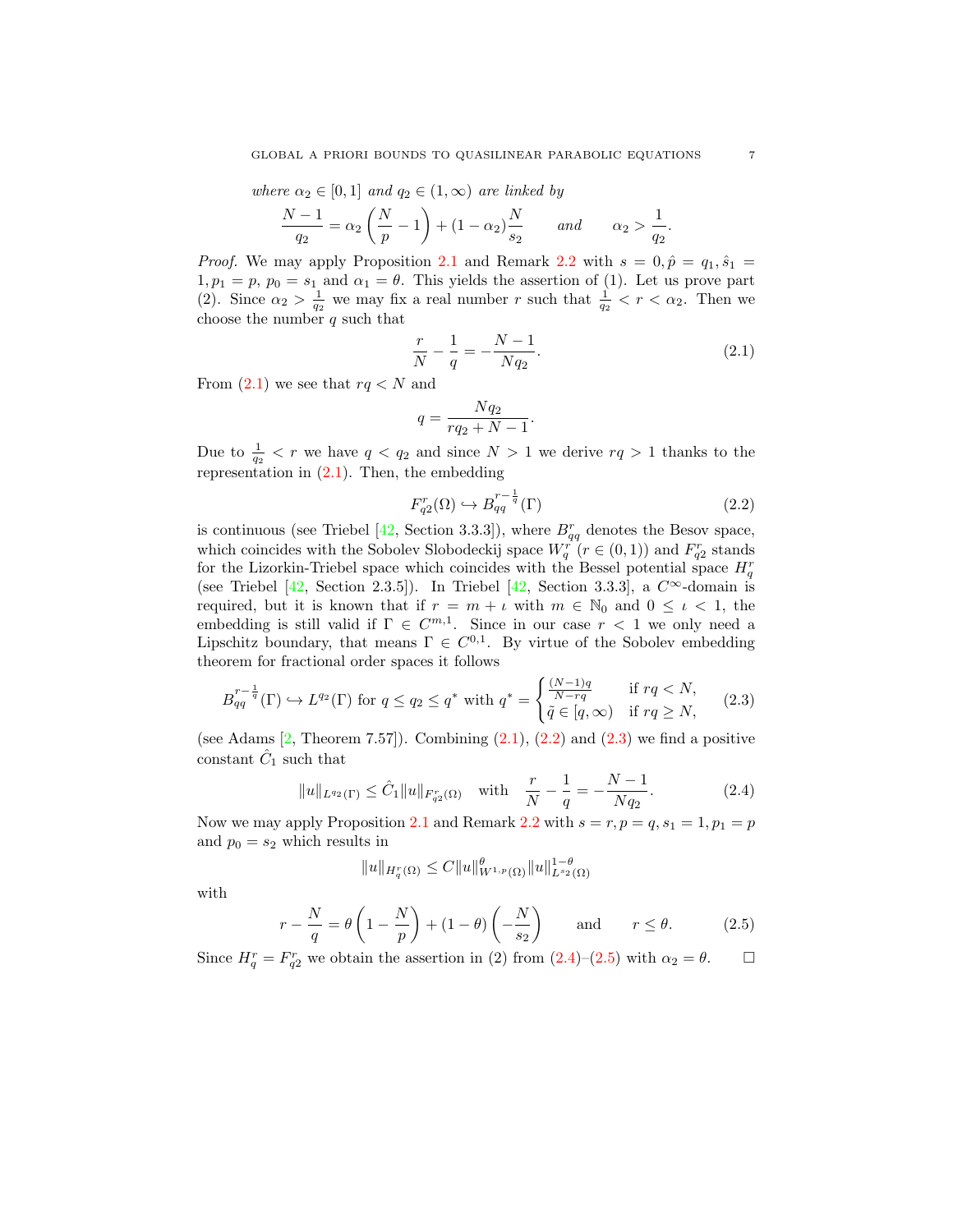*where $\alpha_2 \in [0,1]$ and $q_2 \in (1,\infty)$ are linked by*

$$\frac{N-1}{q_2} = \alpha_2\left(\frac{N}{p}-1\right) + (1-\alpha_2)\frac{N}{s_2} \qquad \text{and} \qquad \alpha_2 > \frac{1}{q_2}.$$

*Proof.* We may apply Proposition 2.1 and Remark 2.2 with $s = 0, \hat{p} = q_1, \hat{s}_1 = 1, p_1 = p$, $p_0 = s_1$ and $\alpha_1 = \theta$. This yields the assertion of (1). Let us prove part (2). Since $\alpha_2 > \frac{1}{q_2}$ we may fix a real number $r$ such that $\frac{1}{q_2} < r < \alpha_2$. Then we choose the number $q$ such that

$$\frac{r}{N} - \frac{1}{q} = -\frac{N-1}{Nq_2}. \tag{2.1}$$

From (2.1) we see that $rq < N$ and

$$q = \frac{Nq_2}{rq_2 + N - 1}.$$

Due to $\frac{1}{q_2} < r$ we have $q < q_2$ and since $N > 1$ we derive $rq > 1$ thanks to the representation in (2.1). Then, the embedding

$$F^r_{q2}(\Omega) \hookrightarrow B^{r-\frac{1}{q}}_{qq}(\Gamma) \tag{2.2}$$

is continuous (see Triebel [42, Section 3.3.3]), where $B^r_{qq}$ denotes the Besov space, which coincides with the Sobolev Slobodeckij space $W^r_q$ ($r \in (0,1)$) and $F^r_{q2}$ stands for the Lizorkin-Triebel space which coincides with the Bessel potential space $H^r_q$ (see Triebel [42, Section 2.3.5]). In Triebel [42, Section 3.3.3], a $C^\infty$-domain is required, but it is known that if $r = m + \iota$ with $m \in \mathbb{N}_0$ and $0 \leq \iota < 1$, the embedding is still valid if $\Gamma \in C^{m,1}$. Since in our case $r < 1$ we only need a Lipschitz boundary, that means $\Gamma \in C^{0,1}$. By virtue of the Sobolev embedding theorem for fractional order spaces it follows

$$B^{r-\frac{1}{q}}_{qq}(\Gamma) \hookrightarrow L^{q_2}(\Gamma) \text{ for } q \leq q_2 \leq q^* \text{ with } q^* = \begin{cases} \frac{(N-1)q}{N-rq} & \text{if } rq < N, \\ \tilde{q} \in [q,\infty) & \text{if } rq \geq N, \end{cases} \tag{2.3}$$

(see Adams [2, Theorem 7.57]). Combining (2.1), (2.2) and (2.3) we find a positive constant $\hat{C}_1$ such that

$$\|u\|_{L^{q_2}(\Gamma)} \leq \hat{C}_1 \|u\|_{F^r_{q2}(\Omega)} \quad \text{with} \quad \frac{r}{N} - \frac{1}{q} = -\frac{N-1}{Nq_2}. \tag{2.4}$$

Now we may apply Proposition 2.1 and Remark 2.2 with $s = r, p = q, s_1 = 1, p_1 = p$ and $p_0 = s_2$ which results in

$$\|u\|_{H^r_q(\Omega)} \leq C\|u\|^\theta_{W^{1,p}(\Omega)} \|u\|^{1-\theta}_{L^{s_2}(\Omega)}$$

with

$$r - \frac{N}{q} = \theta\left(1 - \frac{N}{p}\right) + (1-\theta)\left(-\frac{N}{s_2}\right) \qquad \text{and} \qquad r \leq \theta. \tag{2.5}$$

Since $H^r_q = F^r_{q2}$ we obtain the assertion in (2) from (2.4)–(2.5) with $\alpha_2 = \theta$. $\square$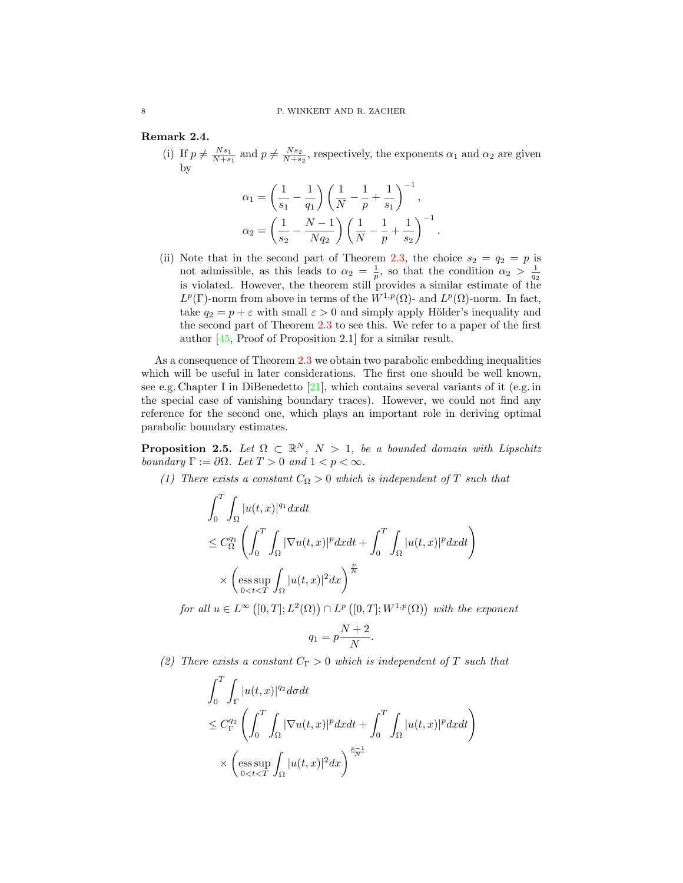**Remark 2.4.**

(i) If $p \neq \frac{Ns_1}{N+s_1}$ and $p \neq \frac{Ns_2}{N+s_2}$, respectively, the exponents $\alpha_1$ and $\alpha_2$ are given by

$$\alpha_1 = \left(\frac{1}{s_1} - \frac{1}{q_1}\right)\left(\frac{1}{N} - \frac{1}{p} + \frac{1}{s_1}\right)^{-1},$$
$$\alpha_2 = \left(\frac{1}{s_2} - \frac{N-1}{Nq_2}\right)\left(\frac{1}{N} - \frac{1}{p} + \frac{1}{s_2}\right)^{-1}.$$

(ii) Note that in the second part of Theorem 2.3, the choice $s_2 = q_2 = p$ is not admissible, as this leads to $\alpha_2 = \frac{1}{p}$, so that the condition $\alpha_2 > \frac{1}{q_2}$ is violated. However, the theorem still provides a similar estimate of the $L^p(\Gamma)$-norm from above in terms of the $W^{1,p}(\Omega)$- and $L^p(\Omega)$-norm. In fact, take $q_2 = p + \varepsilon$ with small $\varepsilon > 0$ and simply apply Hölder's inequality and the second part of Theorem 2.3 to see this. We refer to a paper of the first author [45, Proof of Proposition 2.1] for a similar result.

As a consequence of Theorem 2.3 we obtain two parabolic embedding inequalities which will be useful in later considerations. The first one should be well known, see e.g. Chapter I in DiBenedetto [21], which contains several variants of it (e.g. in the special case of vanishing boundary traces). However, we could not find any reference for the second one, which plays an important role in deriving optimal parabolic boundary estimates.

**Proposition 2.5.** *Let $\Omega \subset \mathbb{R}^N$, $N > 1$, be a bounded domain with Lipschitz boundary $\Gamma := \partial\Omega$. Let $T > 0$ and $1 < p < \infty$.*

*(1) There exists a constant $C_\Omega > 0$ which is independent of $T$ such that*

$$\begin{aligned}
&\int_0^T \int_\Omega |u(t,x)|^{q_1} dxdt \\
&\leq C_\Omega^{q_1} \left(\int_0^T \int_\Omega |\nabla u(t,x)|^p dxdt + \int_0^T \int_\Omega |u(t,x)|^p dxdt\right) \\
&\quad \times \left(\operatorname*{ess\,sup}_{0<t<T} \int_\Omega |u(t,x)|^2 dx\right)^{\frac{p}{N}}
\end{aligned}$$

*for all $u \in L^\infty\left([0,T]; L^2(\Omega)\right) \cap L^p\left([0,T]; W^{1,p}(\Omega)\right)$ with the exponent*

$$q_1 = p\frac{N+2}{N}.$$

*(2) There exists a constant $C_\Gamma > 0$ which is independent of $T$ such that*

$$\begin{aligned}
&\int_0^T \int_\Gamma |u(t,x)|^{q_2} d\sigma dt \\
&\leq C_\Gamma^{q_2} \left(\int_0^T \int_\Omega |\nabla u(t,x)|^p dxdt + \int_0^T \int_\Omega |u(t,x)|^p dxdt\right) \\
&\quad \times \left(\operatorname*{ess\,sup}_{0<t<T} \int_\Omega |u(t,x)|^2 dx\right)^{\frac{p-1}{N}}
\end{aligned}$$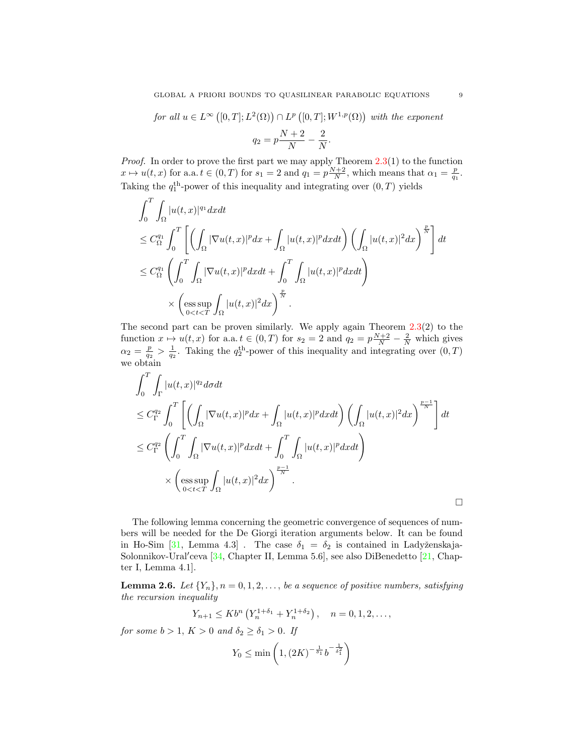*for all* $u \in L^\infty\left([0,T];L^2(\Omega)\right) \cap L^p\left([0,T];W^{1,p}(\Omega)\right)$ *with the exponent*

$$q_2 = p\frac{N+2}{N} - \frac{2}{N}.$$

*Proof.* In order to prove the first part we may apply Theorem 2.3(1) to the function $x \mapsto u(t,x)$ for a.a. $t \in (0,T)$ for $s_1 = 2$ and $q_1 = p\frac{N+2}{N}$, which means that $\alpha_1 = \frac{p}{q_1}$. Taking the $q_1^{\text{th}}$-power of this inequality and integrating over $(0,T)$ yields

$$\begin{aligned}
&\int_0^T \int_\Omega |u(t,x)|^{q_1} dx dt \\
&\leq C_\Omega^{q_1} \int_0^T \left[ \left( \int_\Omega |\nabla u(t,x)|^p dx + \int_\Omega |u(t,x)|^p dx dt \right) \left( \int_\Omega |u(t,x)|^2 dx \right)^{\frac{p}{N}} \right] dt \\
&\leq C_\Omega^{q_1} \left( \int_0^T \int_\Omega |\nabla u(t,x)|^p dx dt + \int_0^T \int_\Omega |u(t,x)|^p dx dt \right) \\
&\qquad \times \left( \operatorname*{ess\,sup}_{0<t<T} \int_\Omega |u(t,x)|^2 dx \right)^{\frac{p}{N}}.
\end{aligned}$$

The second part can be proven similarly. We apply again Theorem 2.3(2) to the function $x \mapsto u(t,x)$ for a.a. $t \in (0,T)$ for $s_2 = 2$ and $q_2 = p\frac{N+2}{N} - \frac{2}{N}$ which gives $\alpha_2 = \frac{p}{q_2} > \frac{1}{q_2}$. Taking the $q_2^{\text{th}}$-power of this inequality and integrating over $(0,T)$ we obtain

$$\begin{aligned}
&\int_0^T \int_\Gamma |u(t,x)|^{q_2} d\sigma dt \\
&\leq C_\Gamma^{q_2} \int_0^T \left[ \left( \int_\Omega |\nabla u(t,x)|^p dx + \int_\Omega |u(t,x)|^p dx dt \right) \left( \int_\Omega |u(t,x)|^2 dx \right)^{\frac{p-1}{N}} \right] dt \\
&\leq C_\Gamma^{q_2} \left( \int_0^T \int_\Omega |\nabla u(t,x)|^p dx dt + \int_0^T \int_\Omega |u(t,x)|^p dx dt \right) \\
&\qquad \times \left( \operatorname*{ess\,sup}_{0<t<T} \int_\Omega |u(t,x)|^2 dx \right)^{\frac{p-1}{N}}.
\end{aligned}$$

□

The following lemma concerning the geometric convergence of sequences of numbers will be needed for the De Giorgi iteration arguments below. It can be found in Ho-Sim [31, Lemma 4.3] . The case $\delta_1 = \delta_2$ is contained in Ladyženskaja-Solonnikov-Ural′ceva [34, Chapter II, Lemma 5.6], see also DiBenedetto [21, Chapter I, Lemma 4.1].

**Lemma 2.6.** *Let* $\{Y_n\}, n = 0,1,2,\ldots,$ *be a sequence of positive numbers, satisfying the recursion inequality*

$$Y_{n+1} \leq K b^n \left( Y_n^{1+\delta_1} + Y_n^{1+\delta_2} \right), \quad n = 0,1,2,\ldots,$$

*for some* $b > 1$, $K > 0$ *and* $\delta_2 \geq \delta_1 > 0$. *If*

$$Y_0 \leq \min\left(1, (2K)^{-\frac{1}{\delta_1}} b^{-\frac{1}{\delta_1^2}}\right)$$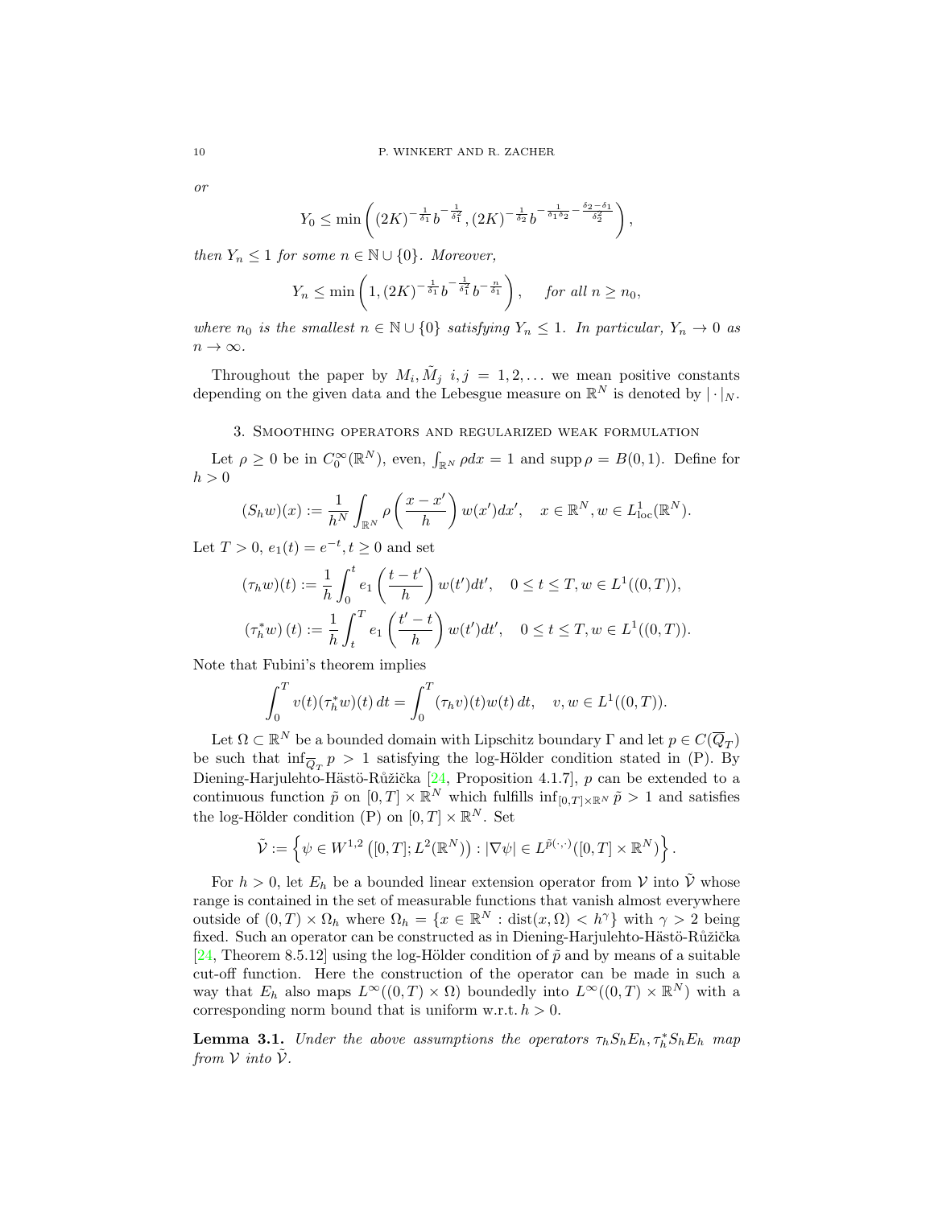*or*

$$Y_0 \leq \min\left( (2K)^{-\frac{1}{\delta_1}} b^{-\frac{1}{\delta_1^2}}, (2K)^{-\frac{1}{\delta_2}} b^{-\frac{1}{\delta_1\delta_2} - \frac{\delta_2-\delta_1}{\delta_2^2}} \right),$$

*then $Y_n \leq 1$ for some $n \in \mathbb{N} \cup \{0\}$. Moreover,*

$$Y_n \leq \min\left(1, (2K)^{-\frac{1}{\delta_1}} b^{-\frac{1}{\delta_1^2}} b^{-\frac{n}{\delta_1}}\right), \quad \text{for all } n \geq n_0,$$

*where $n_0$ is the smallest $n \in \mathbb{N} \cup \{0\}$ satisfying $Y_n \leq 1$. In particular, $Y_n \to 0$ as $n \to \infty$.*

Throughout the paper by $M_i, \tilde{M}_j$ $i, j = 1, 2, \dots$ we mean positive constants depending on the given data and the Lebesgue measure on $\mathbb{R}^N$ is denoted by $|\cdot|_N$.

## 3. Smoothing operators and regularized weak formulation

Let $\rho \geq 0$ be in $C_0^\infty(\mathbb{R}^N)$, even, $\int_{\mathbb{R}^N} \rho dx = 1$ and $\operatorname{supp} \rho = B(0,1)$. Define for $h > 0$

$$(S_h w)(x) := \frac{1}{h^N} \int_{\mathbb{R}^N} \rho\left(\frac{x - x'}{h}\right) w(x') dx', \quad x \in \mathbb{R}^N, w \in L^1_{\text{loc}}(\mathbb{R}^N).$$

Let $T > 0$, $e_1(t) = e^{-t}, t \geq 0$ and set

$$(\tau_h w)(t) := \frac{1}{h} \int_0^t e_1\left(\frac{t - t'}{h}\right) w(t') dt', \quad 0 \leq t \leq T, w \in L^1((0,T)),$$

$$(\tau_h^* w)(t) := \frac{1}{h} \int_t^T e_1\left(\frac{t' - t}{h}\right) w(t') dt', \quad 0 \leq t \leq T, w \in L^1((0,T)).$$

Note that Fubini's theorem implies

$$\int_0^T v(t)(\tau_h^* w)(t)\, dt = \int_0^T (\tau_h v)(t) w(t)\, dt, \quad v, w \in L^1((0,T)).$$

Let $\Omega \subset \mathbb{R}^N$ be a bounded domain with Lipschitz boundary $\Gamma$ and let $p \in C(\overline{Q}_T)$ be such that $\inf_{\overline{Q}_T} p > 1$ satisfying the log-Hölder condition stated in (P). By Diening-Harjulehto-Hästö-Růžička [24, Proposition 4.1.7], $p$ can be extended to a continuous function $\tilde{p}$ on $[0,T] \times \mathbb{R}^N$ which fulfills $\inf_{[0,T]\times\mathbb{R}^N} \tilde{p} > 1$ and satisfies the log-Hölder condition (P) on $[0,T] \times \mathbb{R}^N$. Set

$$\tilde{\mathcal{V}} := \left\{ \psi \in W^{1,2}\left([0,T]; L^2(\mathbb{R}^N)\right) : |\nabla \psi| \in L^{\tilde{p}(\cdot,\cdot)}([0,T] \times \mathbb{R}^N) \right\}.$$

For $h > 0$, let $E_h$ be a bounded linear extension operator from $\mathcal{V}$ into $\tilde{\mathcal{V}}$ whose range is contained in the set of measurable functions that vanish almost everywhere outside of $(0,T) \times \Omega_h$ where $\Omega_h = \{x \in \mathbb{R}^N : \operatorname{dist}(x, \Omega) < h^\gamma\}$ with $\gamma > 2$ being fixed. Such an operator can be constructed as in Diening-Harjulehto-Hästö-Růžička [24, Theorem 8.5.12] using the log-Hölder condition of $\tilde{p}$ and by means of a suitable cut-off function. Here the construction of the operator can be made in such a way that $E_h$ also maps $L^\infty((0,T) \times \Omega)$ boundedly into $L^\infty((0,T) \times \mathbb{R}^N)$ with a corresponding norm bound that is uniform w.r.t. $h > 0$.

**Lemma 3.1.** *Under the above assumptions the operators $\tau_h S_h E_h, \tau_h^* S_h E_h$ map from $\mathcal{V}$ into $\tilde{\mathcal{V}}$.*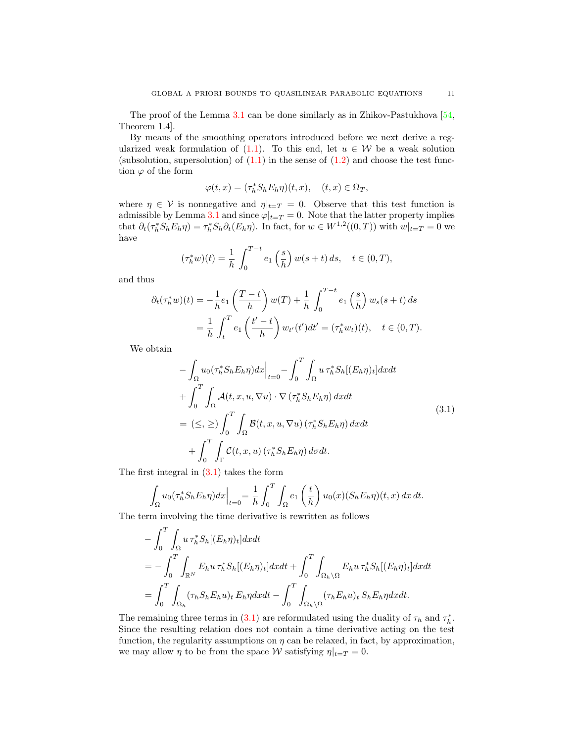The proof of the Lemma 3.1 can be done similarly as in Zhikov-Pastukhova [54, Theorem 1.4].

By means of the smoothing operators introduced before we next derive a regularized weak formulation of (1.1). To this end, let $u \in \mathcal{W}$ be a weak solution (subsolution, supersolution) of (1.1) in the sense of (1.2) and choose the test function $\varphi$ of the form

$$
\varphi(t,x) = (\tau_h^* S_h E_h \eta)(t,x), \quad (t,x) \in \Omega_T,
$$

where $\eta \in \mathcal{V}$ is nonnegative and $\eta|_{t=T} = 0$. Observe that this test function is admissible by Lemma 3.1 and since $\varphi|_{t=T} = 0$. Note that the latter property implies that $\partial_t(\tau_h^* S_h E_h \eta) = \tau_h^* S_h \partial_t(E_h \eta)$. In fact, for $w \in W^{1,2}((0,T))$ with $w|_{t=T} = 0$ we have

$$
(\tau_h^* w)(t) = \frac{1}{h} \int_0^{T-t} e_1\left(\frac{s}{h}\right) w(s+t)\, ds, \quad t \in (0,T),
$$

and thus

$$
\begin{aligned}
\partial_t(\tau_h^* w)(t) &= -\frac{1}{h} e_1\left(\frac{T-t}{h}\right) w(T) + \frac{1}{h} \int_0^{T-t} e_1\left(\frac{s}{h}\right) w_s(s+t)\, ds \\
&= \frac{1}{h} \int_t^T e_1\left(\frac{t'-t}{h}\right) w_{t'}(t') dt' = (\tau_h^* w_t)(t), \quad t \in (0,T).
\end{aligned}
$$

We obtain

$$
\begin{aligned}
&- \int_\Omega u_0 (\tau_h^* S_h E_h \eta) dx\Big|_{t=0} - \int_0^T \int_\Omega u\, \tau_h^* S_h [(E_h \eta)_t] dx dt \\
&+ \int_0^T \int_\Omega \mathcal{A}(t,x,u,\nabla u) \cdot \nabla \left(\tau_h^* S_h E_h \eta\right) dx dt \\
&= (\leq, \geq) \int_0^T \int_\Omega \mathcal{B}(t,x,u,\nabla u) \left(\tau_h^* S_h E_h \eta\right) dx dt \\
&\quad + \int_0^T \int_\Gamma \mathcal{C}(t,x,u) \left(\tau_h^* S_h E_h \eta\right) d\sigma dt.
\end{aligned} \tag{3.1}
$$

The first integral in (3.1) takes the form

$$
\int_\Omega u_0 (\tau_h^* S_h E_h \eta) dx\Big|_{t=0} = \frac{1}{h} \int_0^T \int_\Omega e_1\left(\frac{t}{h}\right) u_0(x) (S_h E_h \eta)(t,x)\, dx\, dt.
$$

The term involving the time derivative is rewritten as follows

$$
\begin{aligned}
&- \int_0^T \int_\Omega u\, \tau_h^* S_h [(E_h \eta)_t] dx dt \\
&= - \int_0^T \int_{\mathbb{R}^N} E_h u\, \tau_h^* S_h [(E_h \eta)_t] dx dt + \int_0^T \int_{\Omega_h \setminus \Omega} E_h u\, \tau_h^* S_h [(E_h \eta)_t] dx dt \\
&= \int_0^T \int_{\Omega_h} (\tau_h S_h E_h u)_t\, E_h \eta dx dt - \int_0^T \int_{\Omega_h \setminus \Omega} (\tau_h E_h u)_t\, S_h E_h \eta dx dt.
\end{aligned}
$$

The remaining three terms in (3.1) are reformulated using the duality of $\tau_h$ and $\tau_h^*$. Since the resulting relation does not contain a time derivative acting on the test function, the regularity assumptions on $\eta$ can be relaxed, in fact, by approximation, we may allow $\eta$ to be from the space $\mathcal{W}$ satisfying $\eta|_{t=T} = 0$.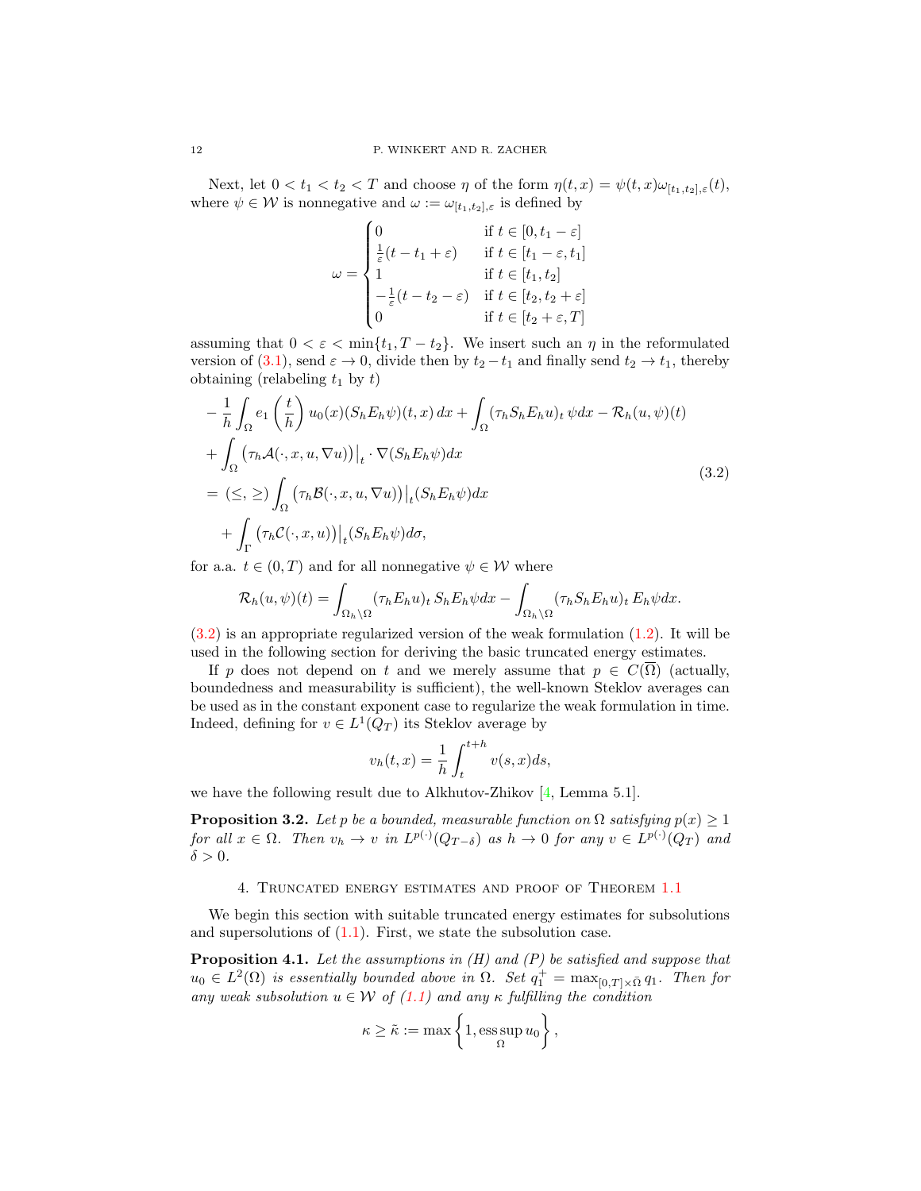Next, let $0 < t_1 < t_2 < T$ and choose $\eta$ of the form $\eta(t,x) = \psi(t,x)\omega_{[t_1,t_2],\varepsilon}(t)$, where $\psi \in \mathcal{W}$ is nonnegative and $\omega := \omega_{[t_1,t_2],\varepsilon}$ is defined by

$$
\omega = \begin{cases} 0 & \text{if } t \in [0, t_1 - \varepsilon] \\ \frac{1}{\varepsilon}(t - t_1 + \varepsilon) & \text{if } t \in [t_1 - \varepsilon, t_1] \\ 1 & \text{if } t \in [t_1, t_2] \\ -\frac{1}{\varepsilon}(t - t_2 - \varepsilon) & \text{if } t \in [t_2, t_2 + \varepsilon] \\ 0 & \text{if } t \in [t_2 + \varepsilon, T] \end{cases}
$$

assuming that $0 < \varepsilon < \min\{t_1, T - t_2\}$. We insert such an $\eta$ in the reformulated version of (3.1), send $\varepsilon \to 0$, divide then by $t_2 - t_1$ and finally send $t_2 \to t_1$, thereby obtaining (relabeling $t_1$ by $t$)

$$
\begin{aligned}
&-\frac{1}{h}\int_\Omega e_1\left(\frac{t}{h}\right) u_0(x)(S_h E_h \psi)(t,x)\,dx + \int_\Omega (\tau_h S_h E_h u)_t\, \psi dx - \mathcal{R}_h(u,\psi)(t) \\
&+ \int_\Omega \left(\tau_h \mathcal{A}(\cdot, x, u, \nabla u)\right)\big|_t \cdot \nabla (S_h E_h \psi) dx \\
&= (\leq, \geq) \int_\Omega \left(\tau_h \mathcal{B}(\cdot, x, u, \nabla u)\right)\big|_t (S_h E_h \psi) dx \\
&\quad + \int_\Gamma \left(\tau_h \mathcal{C}(\cdot, x, u)\right)\big|_t (S_h E_h \psi) d\sigma,
\end{aligned} \tag{3.2}
$$

for a.a. $t \in (0,T)$ and for all nonnegative $\psi \in \mathcal{W}$ where

$$
\mathcal{R}_h(u,\psi)(t) = \int_{\Omega_h \setminus \Omega} (\tau_h E_h u)_t\, S_h E_h \psi dx - \int_{\Omega_h \setminus \Omega} (\tau_h S_h E_h u)_t\, E_h \psi dx.
$$

(3.2) is an appropriate regularized version of the weak formulation (1.2). It will be used in the following section for deriving the basic truncated energy estimates.

If $p$ does not depend on $t$ and we merely assume that $p \in C(\overline{\Omega})$ (actually, boundedness and measurability is sufficient), the well-known Steklov averages can be used as in the constant exponent case to regularize the weak formulation in time. Indeed, defining for $v \in L^1(Q_T)$ its Steklov average by

$$
v_h(t,x) = \frac{1}{h}\int_t^{t+h} v(s,x) ds,
$$

we have the following result due to Alkhutov-Zhikov [4, Lemma 5.1].

**Proposition 3.2.** *Let $p$ be a bounded, measurable function on $\Omega$ satisfying $p(x) \geq 1$ for all $x \in \Omega$. Then $v_h \to v$ in $L^{p(\cdot)}(Q_{T-\delta})$ as $h \to 0$ for any $v \in L^{p(\cdot)}(Q_T)$ and $\delta > 0$.*

## 4. Truncated energy estimates and proof of Theorem 1.1

We begin this section with suitable truncated energy estimates for subsolutions and supersolutions of (1.1). First, we state the subsolution case.

**Proposition 4.1.** *Let the assumptions in (H) and (P) be satisfied and suppose that $u_0 \in L^2(\Omega)$ is essentially bounded above in $\Omega$. Set $q_1^+ = \max_{[0,T]\times\bar{\Omega}} q_1$. Then for any weak subsolution $u \in \mathcal{W}$ of (1.1) and any $\kappa$ fulfilling the condition*

$$
\kappa \geq \tilde{\kappa} := \max\left\{1, \operatorname*{ess\,sup}_\Omega u_0\right\},
$$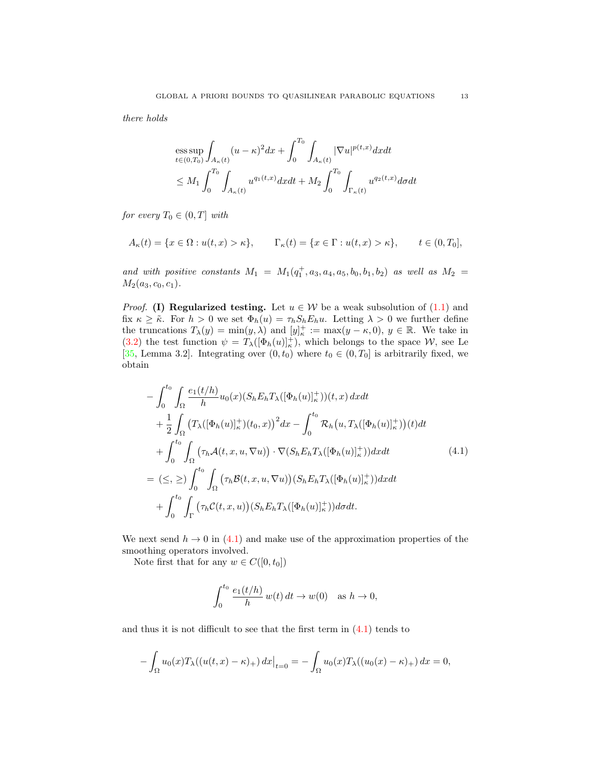*there holds*

$$
\begin{aligned}
&\operatorname*{ess\,sup}_{t\in(0,T_0)} \int_{A_\kappa(t)} (u-\kappa)^2 dx + \int_0^{T_0} \int_{A_\kappa(t)} |\nabla u|^{p(t,x)} dx dt \\
&\leq M_1 \int_0^{T_0} \int_{A_\kappa(t)} u^{q_1(t,x)} dx dt + M_2 \int_0^{T_0} \int_{\Gamma_\kappa(t)} u^{q_2(t,x)} d\sigma dt
\end{aligned}
$$

*for every* $T_0 \in (0,T]$ *with*

$$
A_\kappa(t) = \{x \in \Omega : u(t,x) > \kappa\}, \qquad \Gamma_\kappa(t) = \{x \in \Gamma : u(t,x) > \kappa\}, \qquad t \in (0,T_0],
$$

*and with positive constants* $M_1 = M_1(q_1^+, a_3, a_4, a_5, b_0, b_1, b_2)$ *as well as* $M_2 = M_2(a_3, c_0, c_1)$.

*Proof.* **(I) Regularized testing.** Let $u \in \mathcal{W}$ be a weak subsolution of (1.1) and fix $\kappa \geq \tilde{\kappa}$. For $h > 0$ we set $\Phi_h(u) = \tau_h S_h E_h u$. Letting $\lambda > 0$ we further define the truncations $T_\lambda(y) = \min(y, \lambda)$ and $[y]_\kappa^+ := \max(y - \kappa, 0)$, $y \in \mathbb{R}$. We take in (3.2) the test function $\psi = T_\lambda([\Phi_h(u)]_\kappa^+)$, which belongs to the space $\mathcal{W}$, see Le [35, Lemma 3.2]. Integrating over $(0, t_0)$ where $t_0 \in (0, T_0]$ is arbitrarily fixed, we obtain

$$
\begin{aligned}
&- \int_0^{t_0} \int_\Omega \frac{e_1(t/h)}{h} u_0(x) (S_h E_h T_\lambda([\Phi_h(u)]_\kappa^+))(t,x)\, dx dt \\
&+ \frac{1}{2} \int_\Omega \big(T_\lambda([\Phi_h(u)]_\kappa^+)(t_0,x)\big)^2 dx - \int_0^{t_0} \mathcal{R}_h\big(u, T_\lambda([\Phi_h(u)]_\kappa^+)\big)(t) dt \\
&+ \int_0^{t_0} \int_\Omega \big(\tau_h \mathcal{A}(t,x,u,\nabla u)\big) \cdot \nabla (S_h E_h T_\lambda([\Phi_h(u)]_\kappa^+)) dx dt \\
&= (\leq, \geq) \int_0^{t_0} \int_\Omega \big(\tau_h \mathcal{B}(t,x,u,\nabla u)\big)(S_h E_h T_\lambda([\Phi_h(u)]_\kappa^+)) dx dt \\
&+ \int_0^{t_0} \int_\Gamma \big(\tau_h \mathcal{C}(t,x,u)\big)(S_h E_h T_\lambda([\Phi_h(u)]_\kappa^+)) d\sigma dt.
\end{aligned} \tag{4.1}
$$

We next send $h \to 0$ in (4.1) and make use of the approximation properties of the smoothing operators involved.

Note first that for any $w \in C([0,t_0])$

$$
\int_0^{t_0} \frac{e_1(t/h)}{h} w(t)\, dt \to w(0) \quad \text{as } h \to 0,
$$

and thus it is not difficult to see that the first term in (4.1) tends to

$$
- \int_\Omega u_0(x) T_\lambda((u(t,x) - \kappa)_+)\, dx\big|_{t=0} = - \int_\Omega u_0(x) T_\lambda((u_0(x) - \kappa)_+)\, dx = 0,
$$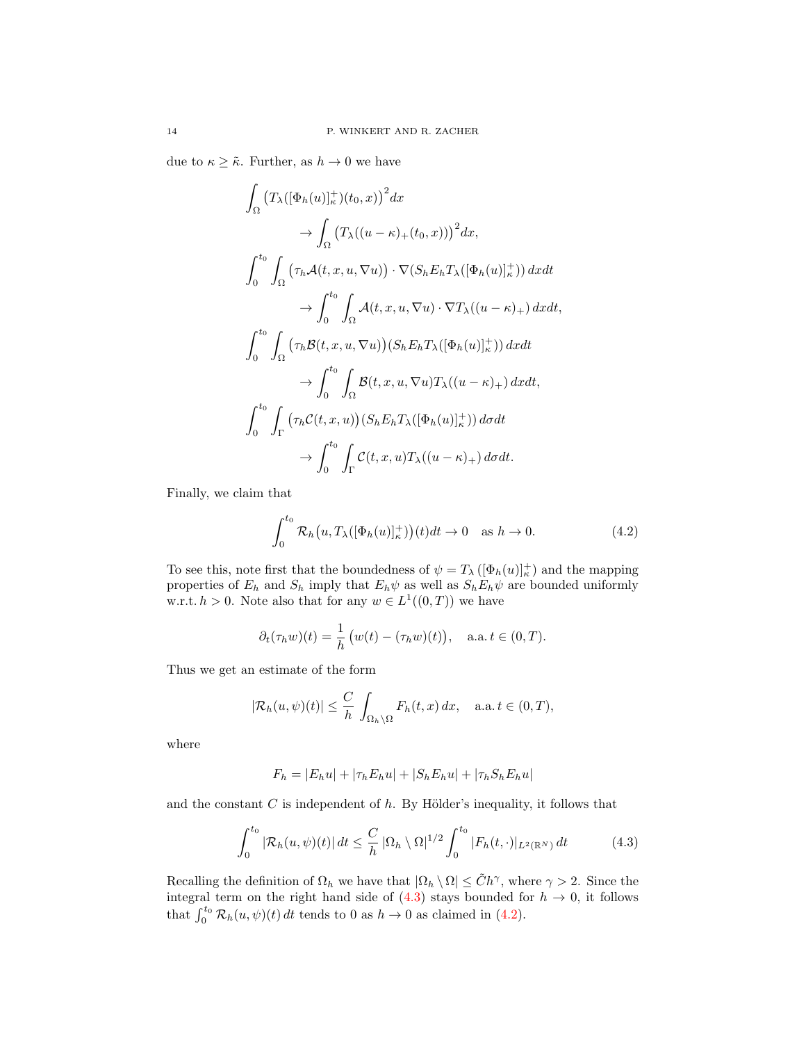due to $\kappa \geq \tilde{\kappa}$. Further, as $h \to 0$ we have

$$
\begin{aligned}
&\int_\Omega \big(T_\lambda([\Phi_h(u)]_\kappa^+)(t_0,x)\big)^2 dx \\
&\qquad \to \int_\Omega \big(T_\lambda((u-\kappa)_+(t_0,x))\big)^2 dx, \\
&\int_0^{t_0}\int_\Omega \big(\tau_h \mathcal{A}(t,x,u,\nabla u)\big)\cdot \nabla(S_h E_h T_\lambda([\Phi_h(u)]_\kappa^+))\,dxdt \\
&\qquad \to \int_0^{t_0}\int_\Omega \mathcal{A}(t,x,u,\nabla u)\cdot \nabla T_\lambda((u-\kappa)_+)\,dxdt, \\
&\int_0^{t_0}\int_\Omega \big(\tau_h \mathcal{B}(t,x,u,\nabla u)\big)(S_h E_h T_\lambda([\Phi_h(u)]_\kappa^+))\,dxdt \\
&\qquad \to \int_0^{t_0}\int_\Omega \mathcal{B}(t,x,u,\nabla u) T_\lambda((u-\kappa)_+)\,dxdt, \\
&\int_0^{t_0}\int_\Gamma \big(\tau_h \mathcal{C}(t,x,u)\big)(S_h E_h T_\lambda([\Phi_h(u)]_\kappa^+))\,d\sigma dt \\
&\qquad \to \int_0^{t_0}\int_\Gamma \mathcal{C}(t,x,u) T_\lambda((u-\kappa)_+)\,d\sigma dt.
\end{aligned}
$$

Finally, we claim that

$$
\int_0^{t_0} \mathcal{R}_h\big(u, T_\lambda([\Phi_h(u)]_\kappa^+)\big)(t)dt \to 0 \quad \text{as } h \to 0. \tag{4.2}
$$

To see this, note first that the boundedness of $\psi = T_\lambda\left([\Phi_h(u)]_\kappa^+\right)$ and the mapping properties of $E_h$ and $S_h$ imply that $E_h\psi$ as well as $S_h E_h \psi$ are bounded uniformly w.r.t. $h > 0$. Note also that for any $w \in L^1((0,T))$ we have

$$
\partial_t(\tau_h w)(t) = \frac{1}{h}\big(w(t) - (\tau_h w)(t)\big), \quad \text{a.a. } t \in (0,T).
$$

Thus we get an estimate of the form

$$
|\mathcal{R}_h(u,\psi)(t)| \leq \frac{C}{h}\int_{\Omega_h\setminus\Omega} F_h(t,x)\,dx, \quad \text{a.a. } t \in (0,T),
$$

where

$$
F_h = |E_h u| + |\tau_h E_h u| + |S_h E_h u| + |\tau_h S_h E_h u|
$$

and the constant $C$ is independent of $h$. By Hölder's inequality, it follows that

$$
\int_0^{t_0} |\mathcal{R}_h(u,\psi)(t)|\,dt \leq \frac{C}{h}\,|\Omega_h \setminus \Omega|^{1/2}\int_0^{t_0} |F_h(t,\cdot)|_{L^2(\mathbb{R}^N)}\,dt \tag{4.3}
$$

Recalling the definition of $\Omega_h$ we have that $|\Omega_h \setminus \Omega| \leq \tilde{C}h^\gamma$, where $\gamma > 2$. Since the integral term on the right hand side of (4.3) stays bounded for $h \to 0$, it follows that $\int_0^{t_0} \mathcal{R}_h(u,\psi)(t)\,dt$ tends to 0 as $h \to 0$ as claimed in (4.2).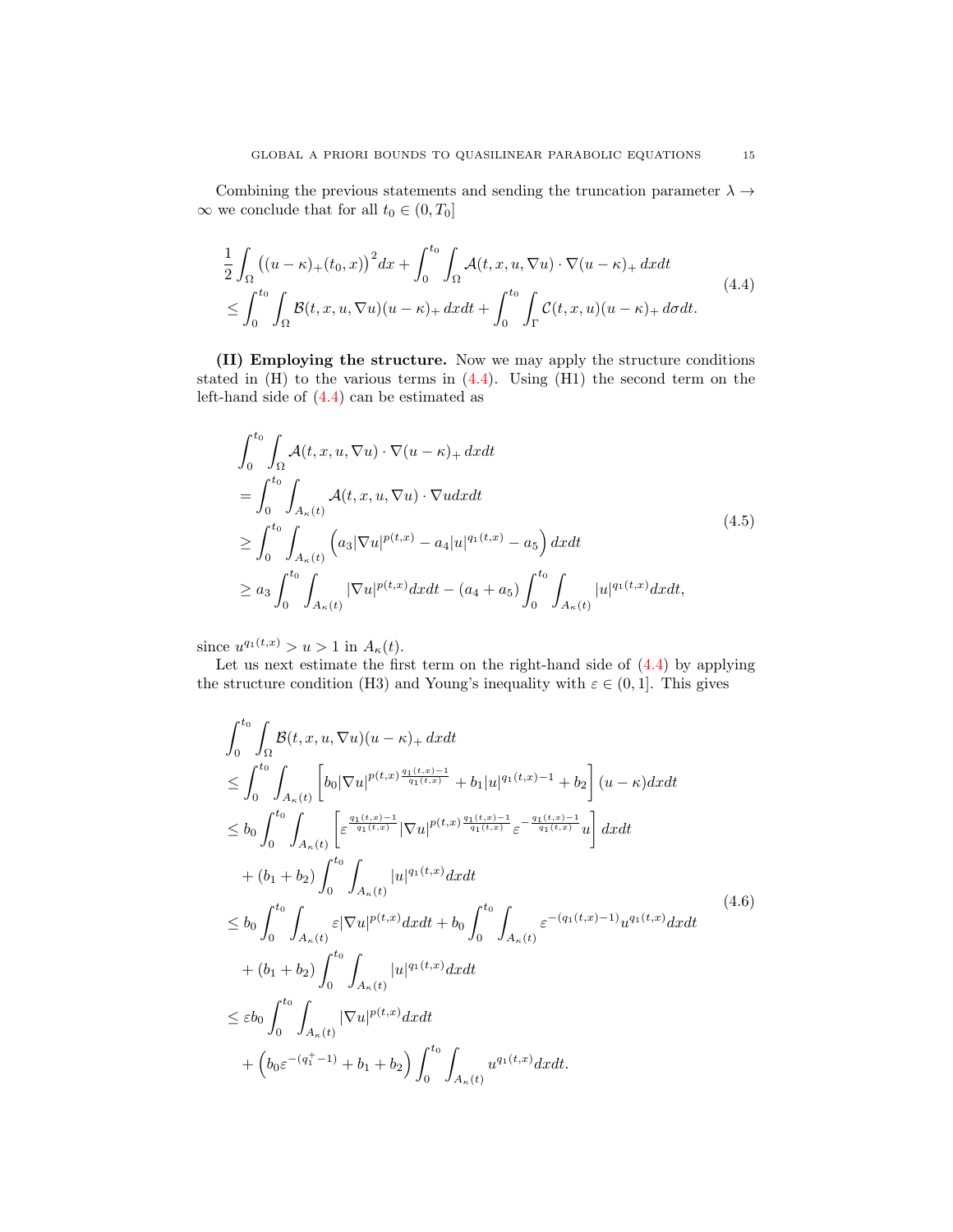Combining the previous statements and sending the truncation parameter $\lambda \to \infty$ we conclude that for all $t_0 \in (0, T_0]$

$$
\begin{aligned}
&\frac{1}{2} \int_\Omega \left((u-\kappa)_+(t_0,x)\right)^2 dx + \int_0^{t_0} \int_\Omega \mathcal{A}(t,x,u,\nabla u) \cdot \nabla (u-\kappa)_+ \, dx dt \\
&\leq \int_0^{t_0} \int_\Omega \mathcal{B}(t,x,u,\nabla u)(u-\kappa)_+ \, dx dt + \int_0^{t_0} \int_\Gamma \mathcal{C}(t,x,u)(u-\kappa)_+ \, d\sigma dt.
\end{aligned} \tag{4.4}
$$

**(II) Employing the structure.** Now we may apply the structure conditions stated in (H) to the various terms in (4.4). Using (H1) the second term on the left-hand side of (4.4) can be estimated as

$$
\begin{aligned}
&\int_0^{t_0} \int_\Omega \mathcal{A}(t,x,u,\nabla u) \cdot \nabla (u-\kappa)_+ \, dx dt \\
&= \int_0^{t_0} \int_{A_\kappa(t)} \mathcal{A}(t,x,u,\nabla u) \cdot \nabla u dx dt \\
&\geq \int_0^{t_0} \int_{A_\kappa(t)} \left( a_3 |\nabla u|^{p(t,x)} - a_4 |u|^{q_1(t,x)} - a_5 \right) dx dt \\
&\geq a_3 \int_0^{t_0} \int_{A_\kappa(t)} |\nabla u|^{p(t,x)} dx dt - (a_4 + a_5) \int_0^{t_0} \int_{A_\kappa(t)} |u|^{q_1(t,x)} dx dt,
\end{aligned} \tag{4.5}
$$

since $u^{q_1(t,x)} > u > 1$ in $A_\kappa(t)$.

Let us next estimate the first term on the right-hand side of (4.4) by applying the structure condition (H3) and Young's inequality with $\varepsilon \in (0,1]$. This gives

$$
\begin{aligned}
&\int_0^{t_0} \int_\Omega \mathcal{B}(t,x,u,\nabla u)(u-\kappa)_+ \, dx dt \\
&\leq \int_0^{t_0} \int_{A_\kappa(t)} \left[ b_0 |\nabla u|^{p(t,x) \frac{q_1(t,x)-1}{q_1(t,x)}} + b_1 |u|^{q_1(t,x)-1} + b_2 \right] (u-\kappa) dx dt \\
&\leq b_0 \int_0^{t_0} \int_{A_\kappa(t)} \left[ \varepsilon^{\frac{q_1(t,x)-1}{q_1(t,x)}} |\nabla u|^{p(t,x) \frac{q_1(t,x)-1}{q_1(t,x)}} \varepsilon^{-\frac{q_1(t,x)-1}{q_1(t,x)}} u \right] dx dt \\
&\quad + (b_1 + b_2) \int_0^{t_0} \int_{A_\kappa(t)} |u|^{q_1(t,x)} dx dt \\
&\leq b_0 \int_0^{t_0} \int_{A_\kappa(t)} \varepsilon |\nabla u|^{p(t,x)} dx dt + b_0 \int_0^{t_0} \int_{A_\kappa(t)} \varepsilon^{-(q_1(t,x)-1)} u^{q_1(t,x)} dx dt \\
&\quad + (b_1 + b_2) \int_0^{t_0} \int_{A_\kappa(t)} |u|^{q_1(t,x)} dx dt \\
&\leq \varepsilon b_0 \int_0^{t_0} \int_{A_\kappa(t)} |\nabla u|^{p(t,x)} dx dt \\
&\quad + \left( b_0 \varepsilon^{-(q_1^+-1)} + b_1 + b_2 \right) \int_0^{t_0} \int_{A_\kappa(t)} u^{q_1(t,x)} dx dt.
\end{aligned} \tag{4.6}
$$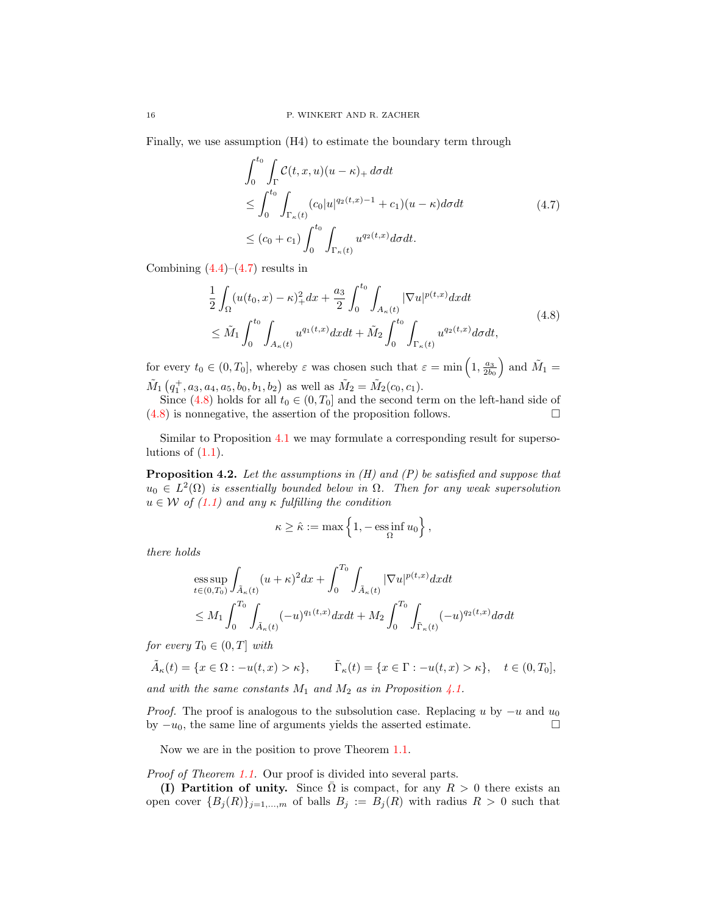Finally, we use assumption (H4) to estimate the boundary term through

$$
\begin{aligned}
&\int_0^{t_0} \int_\Gamma \mathcal{C}(t,x,u)(u-\kappa)_+ \, d\sigma dt \\
&\leq \int_0^{t_0} \int_{\Gamma_\kappa(t)} (c_0 |u|^{q_2(t,x)-1} + c_1)(u-\kappa) d\sigma dt \\
&\leq (c_0 + c_1) \int_0^{t_0} \int_{\Gamma_\kappa(t)} u^{q_2(t,x)} d\sigma dt.
\end{aligned}
\tag{4.7}
$$

Combining (4.4)–(4.7) results in

$$
\begin{aligned}
&\frac{1}{2} \int_\Omega (u(t_0,x) - \kappa)_+^2 dx + \frac{a_3}{2} \int_0^{t_0} \int_{A_\kappa(t)} |\nabla u|^{p(t,x)} dx dt \\
&\leq \tilde{M}_1 \int_0^{t_0} \int_{A_\kappa(t)} u^{q_1(t,x)} dx dt + \tilde{M}_2 \int_0^{t_0} \int_{\Gamma_\kappa(t)} u^{q_2(t,x)} d\sigma dt,
\end{aligned}
\tag{4.8}
$$

for every $t_0 \in (0, T_0]$, whereby $\varepsilon$ was chosen such that $\varepsilon = \min\left(1, \frac{a_3}{2b_0}\right)$ and $\tilde{M}_1 = \tilde{M}_1\left(q_1^+, a_3, a_4, a_5, b_0, b_1, b_2\right)$ as well as $\tilde{M}_2 = \tilde{M}_2(c_0, c_1)$.

Since (4.8) holds for all $t_0 \in (0, T_0]$ and the second term on the left-hand side of (4.8) is nonnegative, the assertion of the proposition follows. □

Similar to Proposition 4.1 we may formulate a corresponding result for supersolutions of (1.1).

**Proposition 4.2.** *Let the assumptions in (H) and (P) be satisfied and suppose that $u_0 \in L^2(\Omega)$ is essentially bounded below in $\Omega$. Then for any weak supersolution $u \in \mathcal{W}$ of (1.1) and any $\kappa$ fulfilling the condition*

$$
\kappa \geq \hat{\kappa} := \max\left\{1, -\operatorname*{ess\,inf}_\Omega u_0\right\},
$$

*there holds*

$$
\begin{aligned}
&\operatorname*{ess\,sup}_{t \in (0,T_0)} \int_{\tilde{A}_\kappa(t)} (u+\kappa)^2 dx + \int_0^{T_0} \int_{\tilde{A}_\kappa(t)} |\nabla u|^{p(t,x)} dx dt \\
&\leq M_1 \int_0^{T_0} \int_{\tilde{A}_\kappa(t)} (-u)^{q_1(t,x)} dx dt + M_2 \int_0^{T_0} \int_{\tilde{\Gamma}_\kappa(t)} (-u)^{q_2(t,x)} d\sigma dt
\end{aligned}
$$

*for every $T_0 \in (0, T]$ with*

$$
\tilde{A}_\kappa(t) = \{x \in \Omega : -u(t,x) > \kappa\}, \qquad \tilde{\Gamma}_\kappa(t) = \{x \in \Gamma : -u(t,x) > \kappa\}, \quad t \in (0, T_0],
$$

*and with the same constants $M_1$ and $M_2$ as in Proposition 4.1.*

*Proof.* The proof is analogous to the subsolution case. Replacing $u$ by $-u$ and $u_0$ by $-u_0$, the same line of arguments yields the asserted estimate. □

Now we are in the position to prove Theorem 1.1.

*Proof of Theorem 1.1.* Our proof is divided into several parts.

**(I) Partition of unity.** Since $\bar{\Omega}$ is compact, for any $R > 0$ there exists an open cover $\{B_j(R)\}_{j=1,\ldots,m}$ of balls $B_j := B_j(R)$ with radius $R > 0$ such that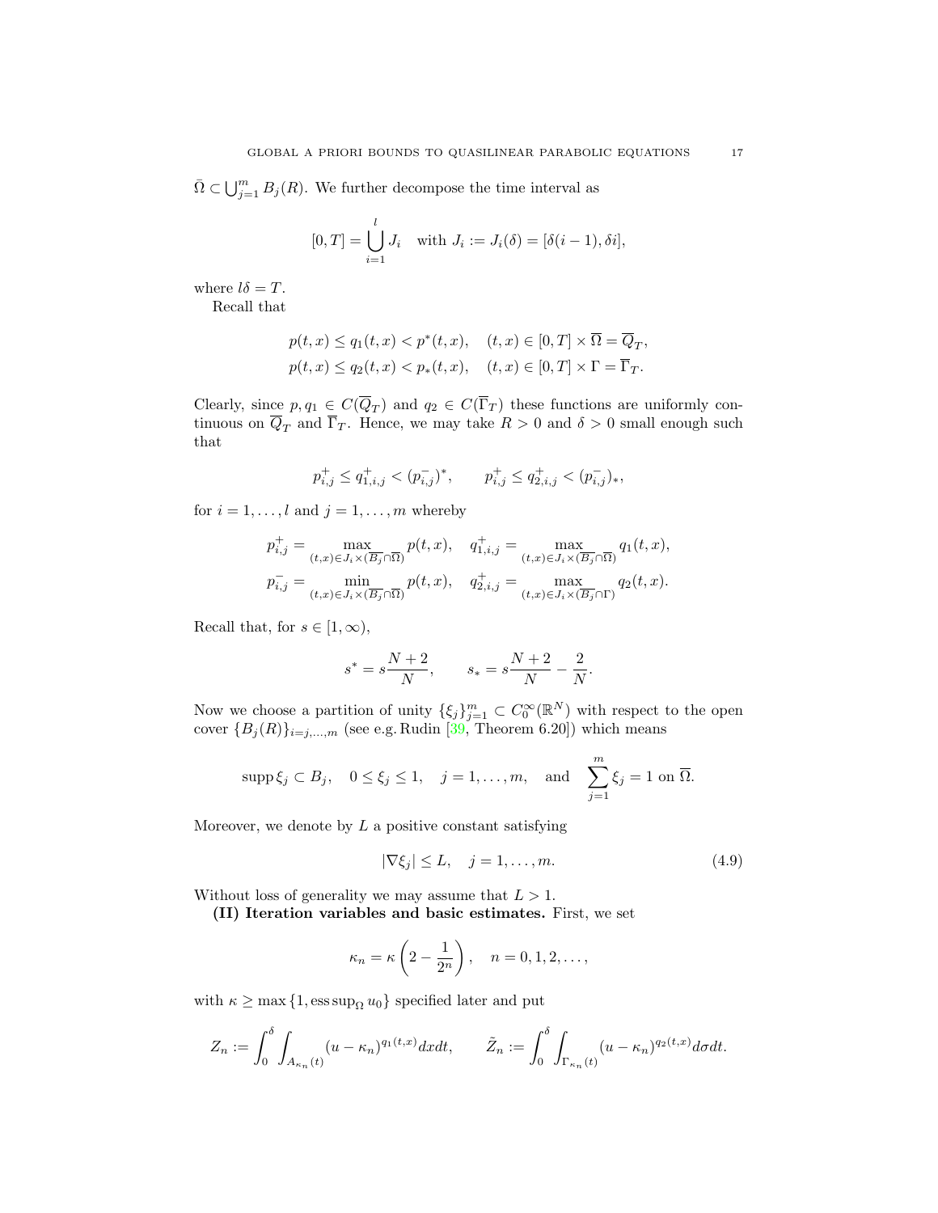$\bar{\Omega} \subset \bigcup_{j=1}^m B_j(R)$. We further decompose the time interval as

$$[0,T] = \bigcup_{i=1}^l J_i \quad \text{with } J_i := J_i(\delta) = [\delta(i-1), \delta i],$$

where $l\delta = T$.

Recall that

$$p(t,x) \le q_1(t,x) < p^*(t,x), \quad (t,x) \in [0,T] \times \overline{\Omega} = \overline{Q}_T,$$
$$p(t,x) \le q_2(t,x) < p_*(t,x), \quad (t,x) \in [0,T] \times \Gamma = \overline{\Gamma}_T.$$

Clearly, since $p, q_1 \in C(\overline{Q}_T)$ and $q_2 \in C(\overline{\Gamma}_T)$ these functions are uniformly continuous on $\overline{Q}_T$ and $\overline{\Gamma}_T$. Hence, we may take $R > 0$ and $\delta > 0$ small enough such that

$$p_{i,j}^+ \le q_{1,i,j}^+ < (p_{i,j}^-)^*, \qquad p_{i,j}^+ \le q_{2,i,j}^+ < (p_{i,j}^-)_*,$$

for $i = 1, \ldots, l$ and $j = 1, \ldots, m$ whereby

$$p_{i,j}^+ = \max_{(t,x) \in J_i \times (\overline{B_j} \cap \overline{\Omega})} p(t,x), \quad q_{1,i,j}^+ = \max_{(t,x) \in J_i \times (\overline{B_j} \cap \overline{\Omega})} q_1(t,x),$$
$$p_{i,j}^- = \min_{(t,x) \in J_i \times (\overline{B_j} \cap \overline{\Omega})} p(t,x), \quad q_{2,i,j}^+ = \max_{(t,x) \in J_i \times (\overline{B_j} \cap \Gamma)} q_2(t,x).$$

Recall that, for $s \in [1, \infty)$,

$$s^* = s\frac{N+2}{N}, \qquad s_* = s\frac{N+2}{N} - \frac{2}{N}.$$

Now we choose a partition of unity $\{\xi_j\}_{j=1}^m \subset C_0^\infty(\mathbb{R}^N)$ with respect to the open cover $\{B_j(R)\}_{i=j,\ldots,m}$ (see e.g. Rudin [39, Theorem 6.20]) which means

$$\operatorname{supp} \xi_j \subset B_j, \quad 0 \le \xi_j \le 1, \quad j = 1, \ldots, m, \quad \text{and} \quad \sum_{j=1}^m \xi_j = 1 \text{ on } \overline{\Omega}.$$

Moreover, we denote by $L$ a positive constant satisfying

$$|\nabla \xi_j| \le L, \quad j = 1, \ldots, m. \tag{4.9}$$

Without loss of generality we may assume that $L > 1$.

**(II) Iteration variables and basic estimates.** First, we set

$$\kappa_n = \kappa \left(2 - \frac{1}{2^n}\right), \quad n = 0, 1, 2, \ldots,$$

with $\kappa \ge \max\{1, \operatorname{ess\,sup}_\Omega u_0\}$ specified later and put

$$Z_n := \int_0^\delta \int_{A_{\kappa_n}(t)} (u - \kappa_n)^{q_1(t,x)} dx dt, \qquad \tilde{Z}_n := \int_0^\delta \int_{\Gamma_{\kappa_n}(t)} (u - \kappa_n)^{q_2(t,x)} d\sigma dt.$$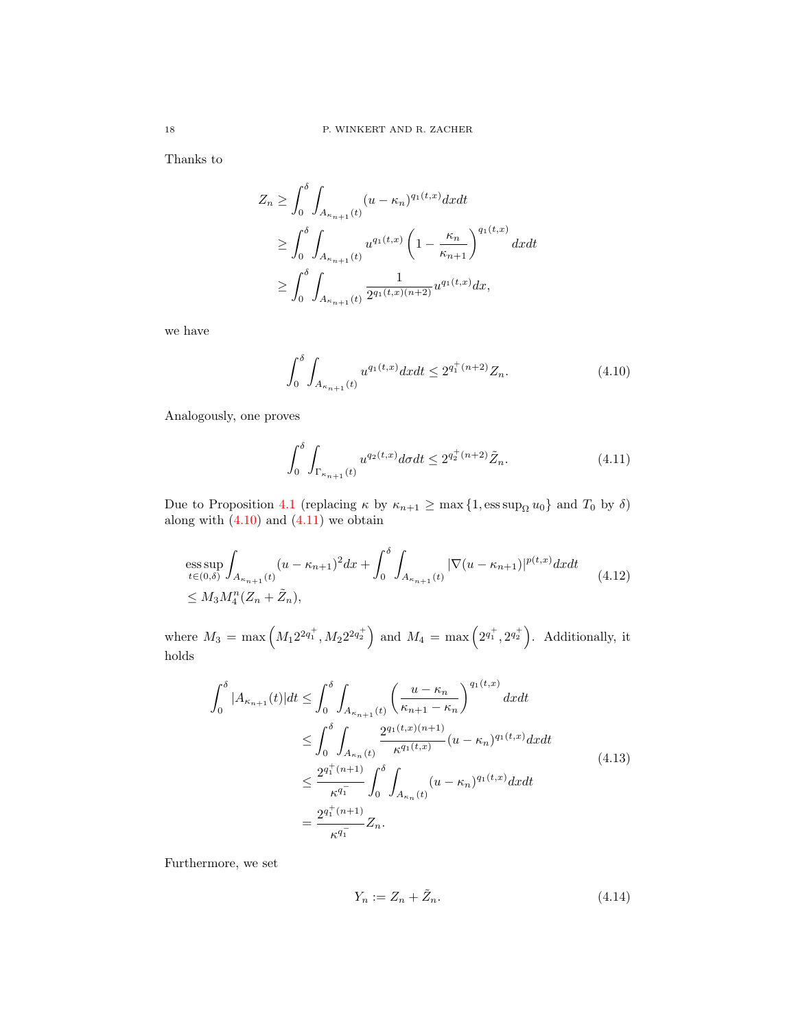Thanks to

$$
\begin{aligned}
Z_n &\geq \int_0^\delta \int_{A_{\kappa_{n+1}}(t)} (u-\kappa_n)^{q_1(t,x)} dxdt \\
&\geq \int_0^\delta \int_{A_{\kappa_{n+1}}(t)} u^{q_1(t,x)} \left(1 - \frac{\kappa_n}{\kappa_{n+1}}\right)^{q_1(t,x)} dxdt \\
&\geq \int_0^\delta \int_{A_{\kappa_{n+1}}(t)} \frac{1}{2^{q_1(t,x)(n+2)}} u^{q_1(t,x)} dx,
\end{aligned}
$$

we have

$$
\int_0^\delta \int_{A_{\kappa_{n+1}}(t)} u^{q_1(t,x)} dxdt \leq 2^{q_1^+(n+2)} Z_n. \tag{4.10}
$$

Analogously, one proves

$$
\int_0^\delta \int_{\Gamma_{\kappa_{n+1}}(t)} u^{q_2(t,x)} d\sigma dt \leq 2^{q_2^+(n+2)} \tilde{Z}_n. \tag{4.11}
$$

Due to Proposition 4.1 (replacing $\kappa$ by $\kappa_{n+1} \geq \max\{1, \operatorname{ess\,sup}_\Omega u_0\}$ and $T_0$ by $\delta$) along with (4.10) and (4.11) we obtain

$$
\begin{aligned}
&\operatorname*{ess\,sup}_{t\in(0,\delta)} \int_{A_{\kappa_{n+1}}(t)} (u-\kappa_{n+1})^2 dx + \int_0^\delta \int_{A_{\kappa_{n+1}}(t)} |\nabla(u-\kappa_{n+1})|^{p(t,x)} dxdt \\
&\leq M_3 M_4^n (Z_n + \tilde{Z}_n),
\end{aligned} \tag{4.12}
$$

where $M_3 = \max\left(M_1 2^{2q_1^+}, M_2 2^{2q_2^+}\right)$ and $M_4 = \max\left(2^{q_1^+}, 2^{q_2^+}\right)$. Additionally, it holds

$$
\begin{aligned}
\int_0^\delta |A_{\kappa_{n+1}}(t)| dt &\leq \int_0^\delta \int_{A_{\kappa_{n+1}}(t)} \left(\frac{u-\kappa_n}{\kappa_{n+1}-\kappa_n}\right)^{q_1(t,x)} dxdt \\
&\leq \int_0^\delta \int_{A_{\kappa_n}(t)} \frac{2^{q_1(t,x)(n+1)}}{\kappa^{q_1(t,x)}} (u-\kappa_n)^{q_1(t,x)} dxdt \\
&\leq \frac{2^{q_1^+(n+1)}}{\kappa^{q_1^-}} \int_0^\delta \int_{A_{\kappa_n}(t)} (u-\kappa_n)^{q_1(t,x)} dxdt \\
&= \frac{2^{q_1^+(n+1)}}{\kappa^{q_1^-}} Z_n.
\end{aligned} \tag{4.13}
$$

Furthermore, we set

$$
Y_n := Z_n + \tilde{Z}_n. \tag{4.14}
$$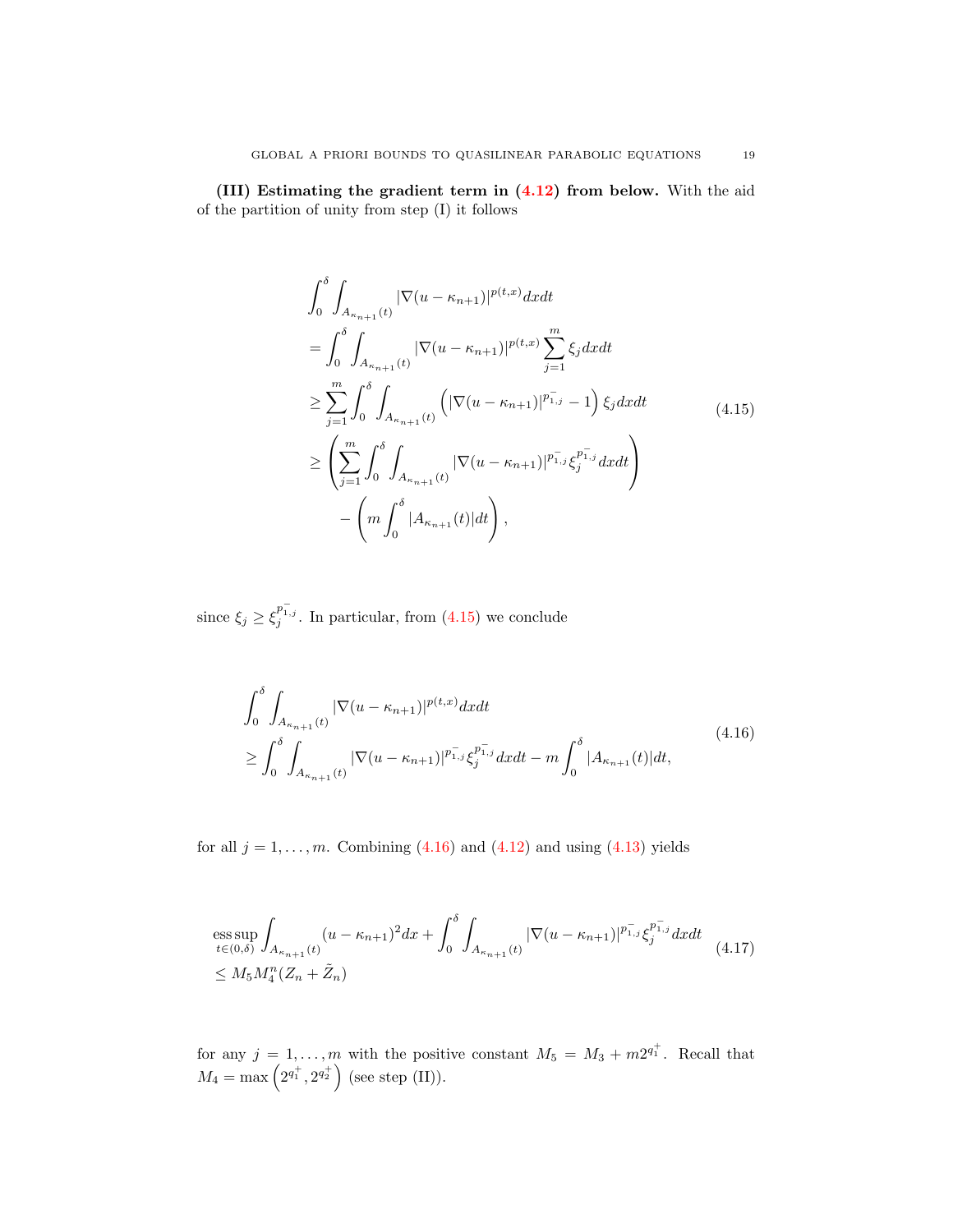**(III) Estimating the gradient term in (4.12) from below.** With the aid of the partition of unity from step (I) it follows

$$
\begin{aligned}
&\int_0^\delta \int_{A_{\kappa_{n+1}}(t)} |\nabla(u-\kappa_{n+1})|^{p(t,x)} dx dt \\
&= \int_0^\delta \int_{A_{\kappa_{n+1}}(t)} |\nabla(u-\kappa_{n+1})|^{p(t,x)} \sum_{j=1}^m \xi_j dx dt \\
&\geq \sum_{j=1}^m \int_0^\delta \int_{A_{\kappa_{n+1}}(t)} \left( |\nabla(u-\kappa_{n+1})|^{p_{1,j}^-} - 1 \right) \xi_j dx dt \\
&\geq \left( \sum_{j=1}^m \int_0^\delta \int_{A_{\kappa_{n+1}}(t)} |\nabla(u-\kappa_{n+1})|^{p_{1,j}^-} \xi_j^{p_{1,j}^-} dx dt \right) \\
&\qquad - \left( m \int_0^\delta |A_{\kappa_{n+1}}(t)| dt \right),
\end{aligned}
\tag{4.15}
$$

since $\xi_j \geq \xi_j^{p_{1,j}^-}$. In particular, from (4.15) we conclude

$$
\begin{aligned}
&\int_0^\delta \int_{A_{\kappa_{n+1}}(t)} |\nabla(u-\kappa_{n+1})|^{p(t,x)} dx dt \\
&\geq \int_0^\delta \int_{A_{\kappa_{n+1}}(t)} |\nabla(u-\kappa_{n+1})|^{p_{1,j}^-} \xi_j^{p_{1,j}^-} dx dt - m \int_0^\delta |A_{\kappa_{n+1}}(t)| dt,
\end{aligned}
\tag{4.16}
$$

for all $j = 1, \ldots, m$. Combining (4.16) and (4.12) and using (4.13) yields

$$
\begin{aligned}
&\operatorname*{ess\,sup}_{t \in (0,\delta)} \int_{A_{\kappa_{n+1}}(t)} (u-\kappa_{n+1})^2 dx + \int_0^\delta \int_{A_{\kappa_{n+1}}(t)} |\nabla(u-\kappa_{n+1})|^{p_{1,j}^-} \xi_j^{p_{1,j}^-} dx dt \\
&\leq M_5 M_4^n (Z_n + \tilde{Z}_n)
\end{aligned}
\tag{4.17}
$$

for any $j = 1, \ldots, m$ with the positive constant $M_5 = M_3 + m 2^{q_1^+}$. Recall that $M_4 = \max\left(2^{q_1^+}, 2^{q_2^+}\right)$ (see step (II)).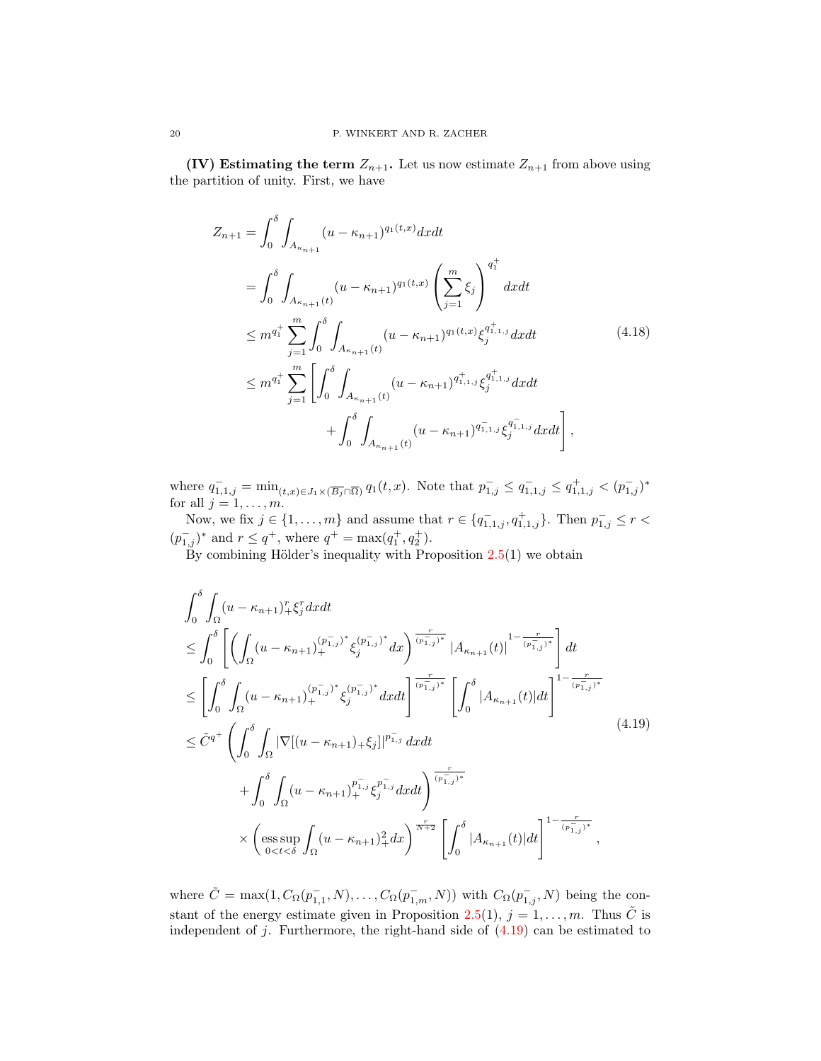**(IV) Estimating the term $Z_{n+1}$.** Let us now estimate $Z_{n+1}$ from above using the partition of unity. First, we have

$$
\begin{aligned}
Z_{n+1} &= \int_0^\delta \int_{A_{\kappa_{n+1}}} (u-\kappa_{n+1})^{q_1(t,x)} dxdt \\
&= \int_0^\delta \int_{A_{\kappa_{n+1}}(t)} (u-\kappa_{n+1})^{q_1(t,x)} \left(\sum_{j=1}^m \xi_j\right)^{q_1^+} dxdt \\
&\leq m^{q_1^+} \sum_{j=1}^m \int_0^\delta \int_{A_{\kappa_{n+1}}(t)} (u-\kappa_{n+1})^{q_1(t,x)} \xi_j^{q_{1,1,j}^+} dxdt \\
&\leq m^{q_1^+} \sum_{j=1}^m \Bigg[ \int_0^\delta \int_{A_{\kappa_{n+1}}(t)} (u-\kappa_{n+1})^{q_{1,1,j}^+} \xi_j^{q_{1,1,j}^+} dxdt \\
&\qquad\qquad + \int_0^\delta \int_{A_{\kappa_{n+1}}(t)} (u-\kappa_{n+1})^{q_{1,1,j}^-} \xi_j^{q_{1,1,j}^-} dxdt \Bigg],
\end{aligned}
\tag{4.18}
$$

where $q_{1,1,j}^- = \min_{(t,x)\in J_1\times(\overline{B_j}\cap\overline{\Omega})} q_1(t,x)$. Note that $p_{1,j}^- \leq q_{1,1,j}^- \leq q_{1,1,j}^+ < (p_{1,j}^-)^*$ for all $j=1,\ldots,m$.

Now, we fix $j\in\{1,\ldots,m\}$ and assume that $r\in\{q_{1,1,j}^-, q_{1,1,j}^+\}$. Then $p_{1,j}^- \leq r < (p_{1,j}^-)^*$ and $r\leq q^+$, where $q^+ = \max(q_1^+, q_2^+)$.

By combining Hölder's inequality with Proposition 2.5(1) we obtain

$$
\begin{aligned}
&\int_0^\delta \int_\Omega (u-\kappa_{n+1})_+^r \xi_j^r dxdt \\
&\leq \int_0^\delta \left[ \left( \int_\Omega (u-\kappa_{n+1})_+^{(p_{1,j}^-)^*} \xi_j^{(p_{1,j}^-)^*} dx \right)^{\frac{r}{(p_{1,j}^-)^*}} |A_{\kappa_{n+1}}(t)|^{1-\frac{r}{(p_{1,j}^-)^*}} \right] dt \\
&\leq \left[ \int_0^\delta \int_\Omega (u-\kappa_{n+1})_+^{(p_{1,j}^-)^*} \xi_j^{(p_{1,j}^-)^*} dxdt \right]^{\frac{r}{(p_{1,j}^-)^*}} \left[ \int_0^\delta |A_{\kappa_{n+1}}(t)| dt \right]^{1-\frac{r}{(p_{1,j}^-)^*}} \\
&\leq \tilde{C}^{q^+} \Bigg( \int_0^\delta \int_\Omega |\nabla[(u-\kappa_{n+1})_+\xi_j]|^{p_{1,j}^-} dxdt \\
&\qquad + \int_0^\delta \int_\Omega (u-\kappa_{n+1})_+^{p_{1,j}^-} \xi_j^{p_{1,j}^-} dxdt \Bigg)^{\frac{r}{(p_{1,j}^-)^*}} \\
&\qquad \times \left( \operatorname*{ess\,sup}_{0<t<\delta} \int_\Omega (u-\kappa_{n+1})_+^2 dx \right)^{\frac{r}{N+2}} \left[ \int_0^\delta |A_{\kappa_{n+1}}(t)| dt \right]^{1-\frac{r}{(p_{1,j}^-)^*}},
\end{aligned}
\tag{4.19}
$$

where $\tilde{C} = \max(1, C_\Omega(p_{1,1}^-, N), \ldots, C_\Omega(p_{1,m}^-, N))$ with $C_\Omega(p_{1,j}^-, N)$ being the constant of the energy estimate given in Proposition 2.5(1), $j=1,\ldots,m$. Thus $\tilde{C}$ is independent of $j$. Furthermore, the right-hand side of (4.19) can be estimated to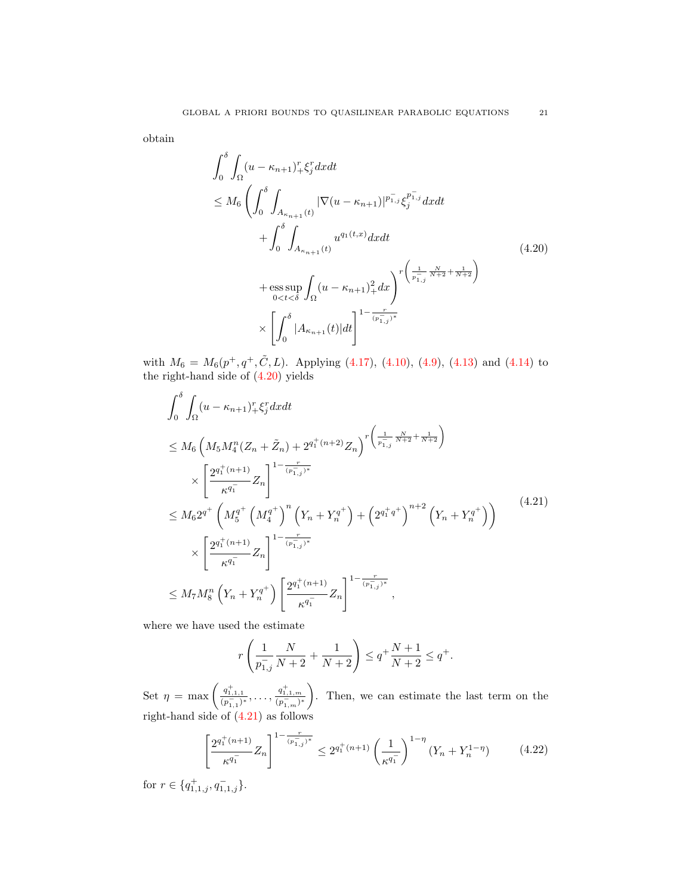obtain

$$
\begin{aligned}
&\int_0^\delta \int_\Omega (u-\kappa_{n+1})_+^r \xi_j^r \, dxdt \\
&\le M_6 \Bigg( \int_0^\delta \int_{A_{\kappa_{n+1}}(t)} |\nabla (u-\kappa_{n+1})|^{p_{1,j}^-} \xi_j^{p_{1,j}^-} dxdt \\
&\qquad + \int_0^\delta \int_{A_{\kappa_{n+1}}(t)} u^{q_1(t,x)} dxdt \\
&\qquad + \operatorname*{ess\,sup}_{0<t<\delta} \int_\Omega (u-\kappa_{n+1})_+^2 dx \Bigg)^{r\left(\frac{1}{p_{1,j}^-}\frac{N}{N+2}+\frac{1}{N+2}\right)} \\
&\qquad \times \left[ \int_0^\delta |A_{\kappa_{n+1}}(t)| dt \right]^{1-\frac{r}{(p_{1,j}^-)^*}}
\end{aligned} \tag{4.20}
$$

with $M_6 = M_6(p^+, q^+, \tilde{C}, L)$. Applying (4.17), (4.10), (4.9), (4.13) and (4.14) to the right-hand side of (4.20) yields

$$
\begin{aligned}
&\int_0^\delta \int_\Omega (u-\kappa_{n+1})_+^r \xi_j^r \, dxdt \\
&\le M_6 \left( M_5 M_4^n (Z_n + \tilde{Z}_n) + 2^{q_1^+(n+2)} Z_n \right)^{r\left(\frac{1}{p_{1,j}^-}\frac{N}{N+2}+\frac{1}{N+2}\right)} \\
&\qquad \times \left[ \frac{2^{q_1^+(n+1)}}{\kappa^{q_1^-}} Z_n \right]^{1-\frac{r}{(p_{1,j}^-)^*}} \\
&\le M_6 2^{q^+} \left( M_5^{q^+} \left( M_4^{q^+} \right)^n \left( Y_n + Y_n^{q^+} \right) + \left( 2^{q_1^+ q^+} \right)^{n+2} \left( Y_n + Y_n^{q^+} \right) \right) \\
&\qquad \times \left[ \frac{2^{q_1^+(n+1)}}{\kappa^{q_1^-}} Z_n \right]^{1-\frac{r}{(p_{1,j}^-)^*}} \\
&\le M_7 M_8^n \left( Y_n + Y_n^{q^+} \right) \left[ \frac{2^{q_1^+(n+1)}}{\kappa^{q_1^-}} Z_n \right]^{1-\frac{r}{(p_{1,j}^-)^*}},
\end{aligned} \tag{4.21}
$$

where we have used the estimate

$$
r \left( \frac{1}{p_{1,j}^-} \frac{N}{N+2} + \frac{1}{N+2} \right) \le q^+ \frac{N+1}{N+2} \le q^+.
$$

Set $\eta = \max\left( \frac{q_{1,1,1}^+}{(p_{1,1}^-)^*}, \ldots, \frac{q_{1,1,m}^+}{(p_{1,m}^-)^*} \right)$. Then, we can estimate the last term on the right-hand side of (4.21) as follows

$$
\left[ \frac{2^{q_1^+(n+1)}}{\kappa^{q_1^-}} Z_n \right]^{1-\frac{r}{(p_{1,j}^-)^*}} \le 2^{q_1^+(n+1)} \left( \frac{1}{\kappa^{q_1^-}} \right)^{1-\eta} (Y_n + Y_n^{1-\eta}) \tag{4.22}
$$

for $r \in \{q_{1,1,j}^+, q_{1,1,j}^-\}$.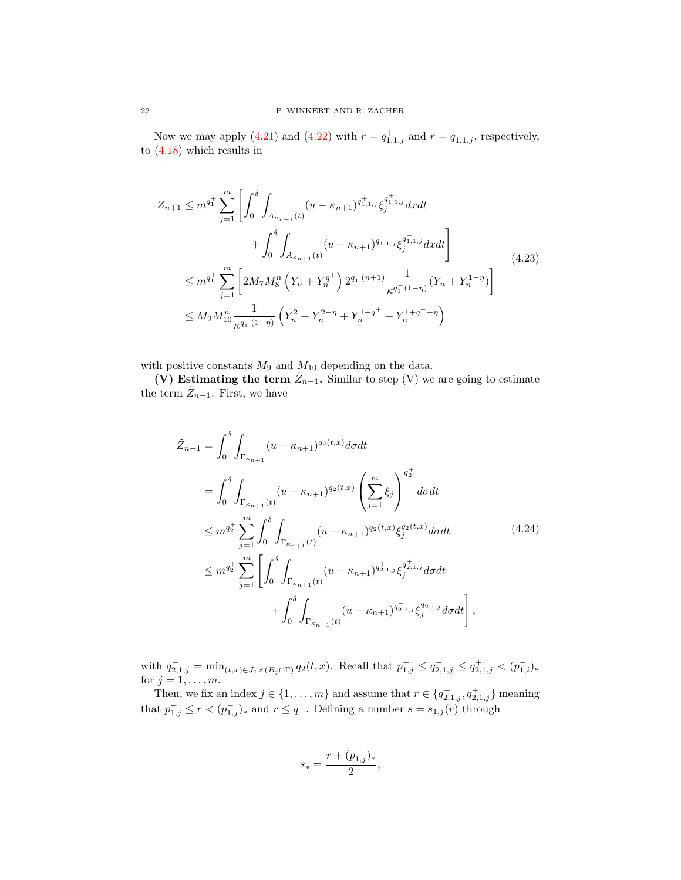Now we may apply (4.21) and (4.22) with $r = q_{1,1,j}^+$ and $r = q_{1,1,j}^-$, respectively, to (4.18) which results in

$$
\begin{aligned}
Z_{n+1} &\le m^{q_1^+} \sum_{j=1}^m \Bigg[ \int_0^\delta \int_{A_{\kappa_{n+1}}(t)} (u-\kappa_{n+1})^{q_{1,1,j}^+} \xi_j^{q_{1,1,j}^+} dx dt \\
&\qquad\qquad + \int_0^\delta \int_{A_{\kappa_{n+1}}(t)} (u-\kappa_{n+1})^{q_{1,1,j}^-} \xi_j^{q_{1,1,j}^-} dx dt \Bigg] \\
&\le m^{q_1^+} \sum_{j=1}^m \left[ 2 M_7 M_8^n \left( Y_n + Y_n^{q^+} \right) 2^{q_1^+(n+1)} \frac{1}{\kappa^{q_1^-(1-\eta)}} (Y_n + Y_n^{1-\eta}) \right] \\
&\le M_9 M_{10}^n \frac{1}{\kappa^{q_1^-(1-\eta)}} \left( Y_n^2 + Y_n^{2-\eta} + Y_n^{1+q^+} + Y_n^{1+q^+-\eta} \right)
\end{aligned} \tag{4.23}
$$

with positive constants $M_9$ and $M_{10}$ depending on the data.

**(V) Estimating the term $\tilde{Z}_{n+1}$.** Similar to step (V) we are going to estimate the term $\tilde{Z}_{n+1}$. First, we have

$$
\begin{aligned}
\tilde{Z}_{n+1} &= \int_0^\delta \int_{\Gamma_{\kappa_{n+1}}} (u-\kappa_{n+1})^{q_2(t,x)} d\sigma dt \\
&= \int_0^\delta \int_{\Gamma_{\kappa_{n+1}}(t)} (u-\kappa_{n+1})^{q_2(t,x)} \left( \sum_{j=1}^m \xi_j \right)^{q_2^+} d\sigma dt \\
&\le m^{q_2^+} \sum_{j=1}^m \int_0^\delta \int_{\Gamma_{\kappa_{n+1}}(t)} (u-\kappa_{n+1})^{q_2(t,x)} \xi_j^{q_2(t,x)} d\sigma dt \\
&\le m^{q_2^+} \sum_{j=1}^m \Bigg[ \int_0^\delta \int_{\Gamma_{\kappa_{n+1}}(t)} (u-\kappa_{n+1})^{q_{2,1,j}^+} \xi_j^{q_{2,1,j}^+} d\sigma dt \\
&\qquad\qquad + \int_0^\delta \int_{\Gamma_{\kappa_{n+1}}(t)} (u-\kappa_{n+1})^{q_{2,1,j}^-} \xi_j^{q_{2,1,j}^-} d\sigma dt \Bigg],
\end{aligned} \tag{4.24}
$$

with $q_{2,1,j}^- = \min_{(t,x) \in J_1 \times (\overline{B_j} \cap \Gamma)} q_2(t,x)$. Recall that $p_{1,j}^- \le q_{2,1,j}^- \le q_{2,1,j}^+ < (p_{1,i}^-)_*$ for $j = 1, \ldots, m$.

Then, we fix an index $j \in \{1, \ldots, m\}$ and assume that $r \in \{q_{2,1,j}^-, q_{2,1,j}^+\}$ meaning that $p_{1,j}^- \le r < (p_{1,j}^-)_*$ and $r \le q^+$. Defining a number $s = s_{1,j}(r)$ through

$$
s_* = \frac{r + (p_{1,j}^-)_*}{2},
$$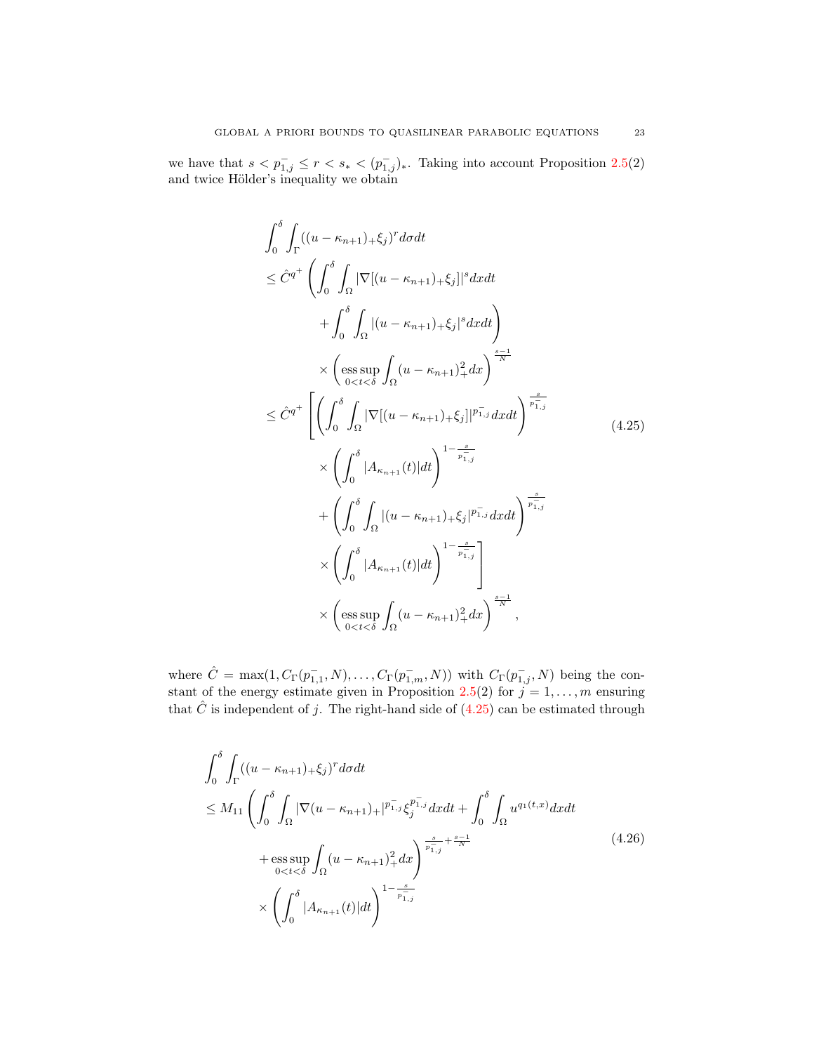we have that $s < p_{1,j}^- \le r < s_* < (p_{1,j}^-)_*$. Taking into account Proposition 2.5(2) and twice Hölder's inequality we obtain

$$
\begin{aligned}
&\int_0^\delta \int_\Gamma ((u-\kappa_{n+1})_+\xi_j)^r d\sigma dt \\
&\le \hat{C}^{q^+}\left(\int_0^\delta \int_\Omega |\nabla[(u-\kappa_{n+1})_+\xi_j]|^s dxdt \right. \\
&\qquad \left. + \int_0^\delta \int_\Omega |(u-\kappa_{n+1})_+\xi_j|^s dxdt\right) \\
&\qquad \times \left(\operatorname*{ess\,sup}_{0<t<\delta} \int_\Omega (u-\kappa_{n+1})_+^2 dx\right)^{\frac{s-1}{N}} \\
&\le \hat{C}^{q^+}\left[\left(\int_0^\delta \int_\Omega |\nabla[(u-\kappa_{n+1})_+\xi_j]|^{p_{1,j}^-} dxdt\right)^{\frac{s}{p_{1,j}^-}} \right. \\
&\qquad \times \left(\int_0^\delta |A_{\kappa_{n+1}}(t)|dt\right)^{1-\frac{s}{p_{1,j}^-}} \\
&\qquad + \left(\int_0^\delta \int_\Omega |(u-\kappa_{n+1})_+\xi_j|^{p_{1,j}^-} dxdt\right)^{\frac{s}{p_{1,j}^-}} \\
&\qquad \left. \times \left(\int_0^\delta |A_{\kappa_{n+1}}(t)|dt\right)^{1-\frac{s}{p_{1,j}^-}}\right] \\
&\qquad \times \left(\operatorname*{ess\,sup}_{0<t<\delta} \int_\Omega (u-\kappa_{n+1})_+^2 dx\right)^{\frac{s-1}{N}},
\end{aligned}
\tag{4.25}
$$

where $\hat{C} = \max(1, C_\Gamma(p_{1,1}^-, N), \ldots, C_\Gamma(p_{1,m}^-, N))$ with $C_\Gamma(p_{1,j}^-, N)$ being the constant of the energy estimate given in Proposition 2.5(2) for $j = 1, \ldots, m$ ensuring that $\hat{C}$ is independent of $j$. The right-hand side of (4.25) can be estimated through

$$
\begin{aligned}
&\int_0^\delta \int_\Gamma ((u-\kappa_{n+1})_+\xi_j)^r d\sigma dt \\
&\le M_{11}\left(\int_0^\delta \int_\Omega |\nabla(u-\kappa_{n+1})_+|^{p_{1,j}^-}\xi_j^{p_{1,j}^-} dxdt + \int_0^\delta \int_\Omega u^{q_1(t,x)} dxdt \right. \\
&\qquad \left. + \operatorname*{ess\,sup}_{0<t<\delta} \int_\Omega (u-\kappa_{n+1})_+^2 dx\right)^{\frac{s}{p_{1,j}^-}+\frac{s-1}{N}} \\
&\qquad \times \left(\int_0^\delta |A_{\kappa_{n+1}}(t)|dt\right)^{1-\frac{s}{p_{1,j}^-}}
\end{aligned}
\tag{4.26}
$$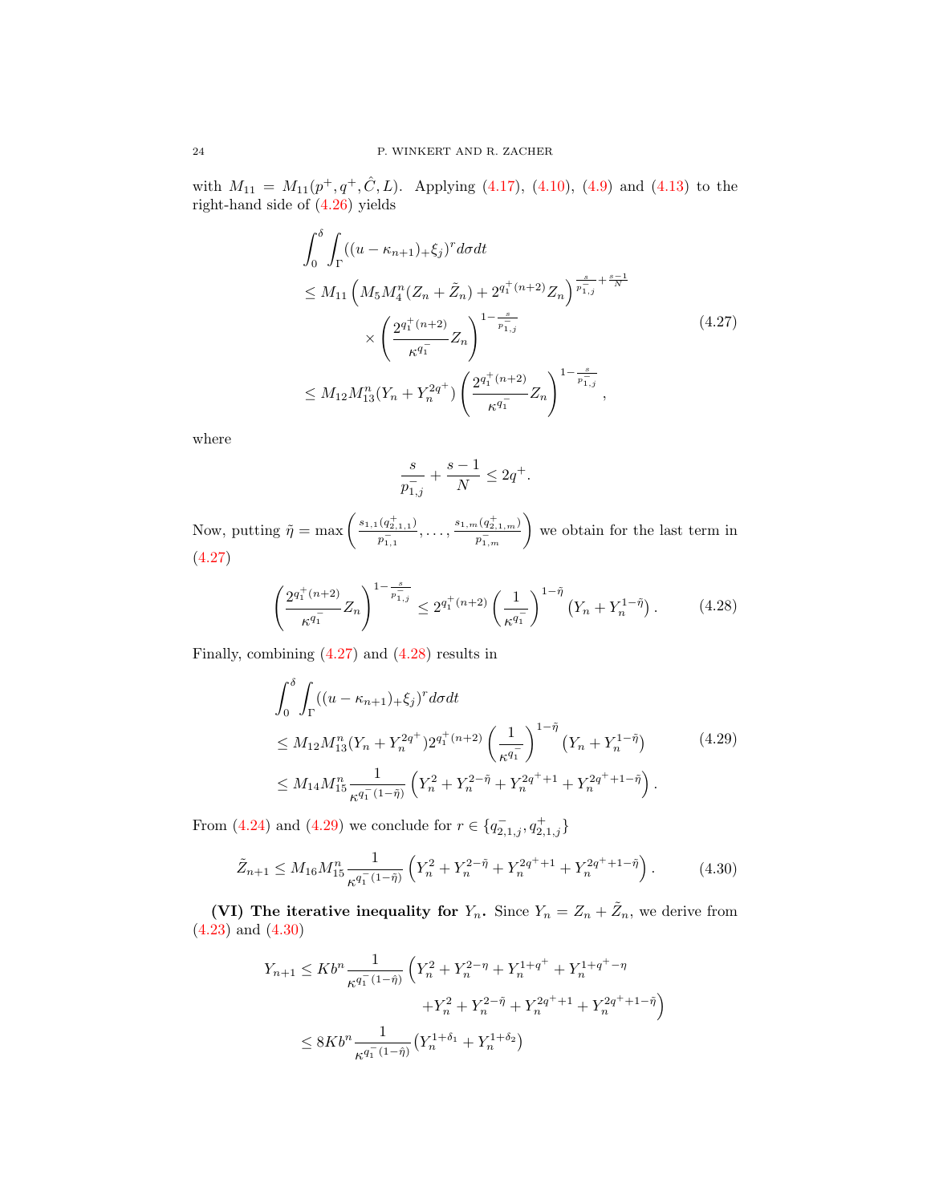with $M_{11} = M_{11}(p^+, q^+, \hat{C}, L)$. Applying (4.17), (4.10), (4.9) and (4.13) to the right-hand side of (4.26) yields

$$
\begin{aligned}
&\int_0^\delta \int_\Gamma ((u-\kappa_{n+1})_+ \xi_j)^r d\sigma dt \\
&\leq M_{11} \left( M_5 M_4^n (Z_n + \tilde{Z}_n) + 2^{q_1^+(n+2)} Z_n \right)^{\frac{s}{p_{1,j}^-} + \frac{s-1}{N}} \\
&\qquad \times \left( \frac{2^{q_1^+(n+2)}}{\kappa^{q_1^-}} Z_n \right)^{1-\frac{s}{p_{1,j}^-}} \\
&\leq M_{12} M_{13}^n (Y_n + Y_n^{2q^+}) \left( \frac{2^{q_1^+(n+2)}}{\kappa^{q_1^-}} Z_n \right)^{1-\frac{s}{p_{1,j}^-}},
\end{aligned}
\tag{4.27}
$$

where

$$
\frac{s}{p_{1,j}^-} + \frac{s-1}{N} \leq 2q^+.
$$

Now, putting $\tilde{\eta} = \max\left( \frac{s_{1,1}(q_{2,1,1}^+)}{p_{1,1}^-}, \ldots, \frac{s_{1,m}(q_{2,1,m}^+)}{p_{1,m}^-} \right)$ we obtain for the last term in (4.27)

$$
\left( \frac{2^{q_1^+(n+2)}}{\kappa^{q_1^-}} Z_n \right)^{1-\frac{s}{p_{1,j}^-}} \leq 2^{q_1^+(n+2)} \left( \frac{1}{\kappa^{q_1^-}} \right)^{1-\tilde{\eta}} \left( Y_n + Y_n^{1-\tilde{\eta}} \right). \tag{4.28}
$$

Finally, combining (4.27) and (4.28) results in

$$
\begin{aligned}
&\int_0^\delta \int_\Gamma ((u-\kappa_{n+1})_+ \xi_j)^r d\sigma dt \\
&\leq M_{12} M_{13}^n (Y_n + Y_n^{2q^+}) 2^{q_1^+(n+2)} \left( \frac{1}{\kappa^{q_1^-}} \right)^{1-\tilde{\eta}} \left( Y_n + Y_n^{1-\tilde{\eta}} \right) \\
&\leq M_{14} M_{15}^n \frac{1}{\kappa^{q_1^-(1-\tilde{\eta})}} \left( Y_n^2 + Y_n^{2-\tilde{\eta}} + Y_n^{2q^++1} + Y_n^{2q^++1-\tilde{\eta}} \right).
\end{aligned}
\tag{4.29}
$$

From (4.24) and (4.29) we conclude for $r \in \{q_{2,1,j}^-, q_{2,1,j}^+\}$

$$
\tilde{Z}_{n+1} \leq M_{16} M_{15}^n \frac{1}{\kappa^{q_1^-(1-\tilde{\eta})}} \left( Y_n^2 + Y_n^{2-\tilde{\eta}} + Y_n^{2q^++1} + Y_n^{2q^++1-\tilde{\eta}} \right). \tag{4.30}
$$

**(VI) The iterative inequality for $Y_n$.** Since $Y_n = Z_n + \tilde{Z}_n$, we derive from (4.23) and (4.30)

$$
\begin{aligned}
Y_{n+1} &\leq K b^n \frac{1}{\kappa^{q_1^-(1-\hat{\eta})}} \Big( Y_n^2 + Y_n^{2-\eta} + Y_n^{1+q^+} + Y_n^{1+q^+-\eta} \\
&\qquad\qquad + Y_n^2 + Y_n^{2-\tilde{\eta}} + Y_n^{2q^++1} + Y_n^{2q^++1-\tilde{\eta}} \Big) \\
&\leq 8 K b^n \frac{1}{\kappa^{q_1^-(1-\hat{\eta})}} \left( Y_n^{1+\delta_1} + Y_n^{1+\delta_2} \right)
\end{aligned}
$$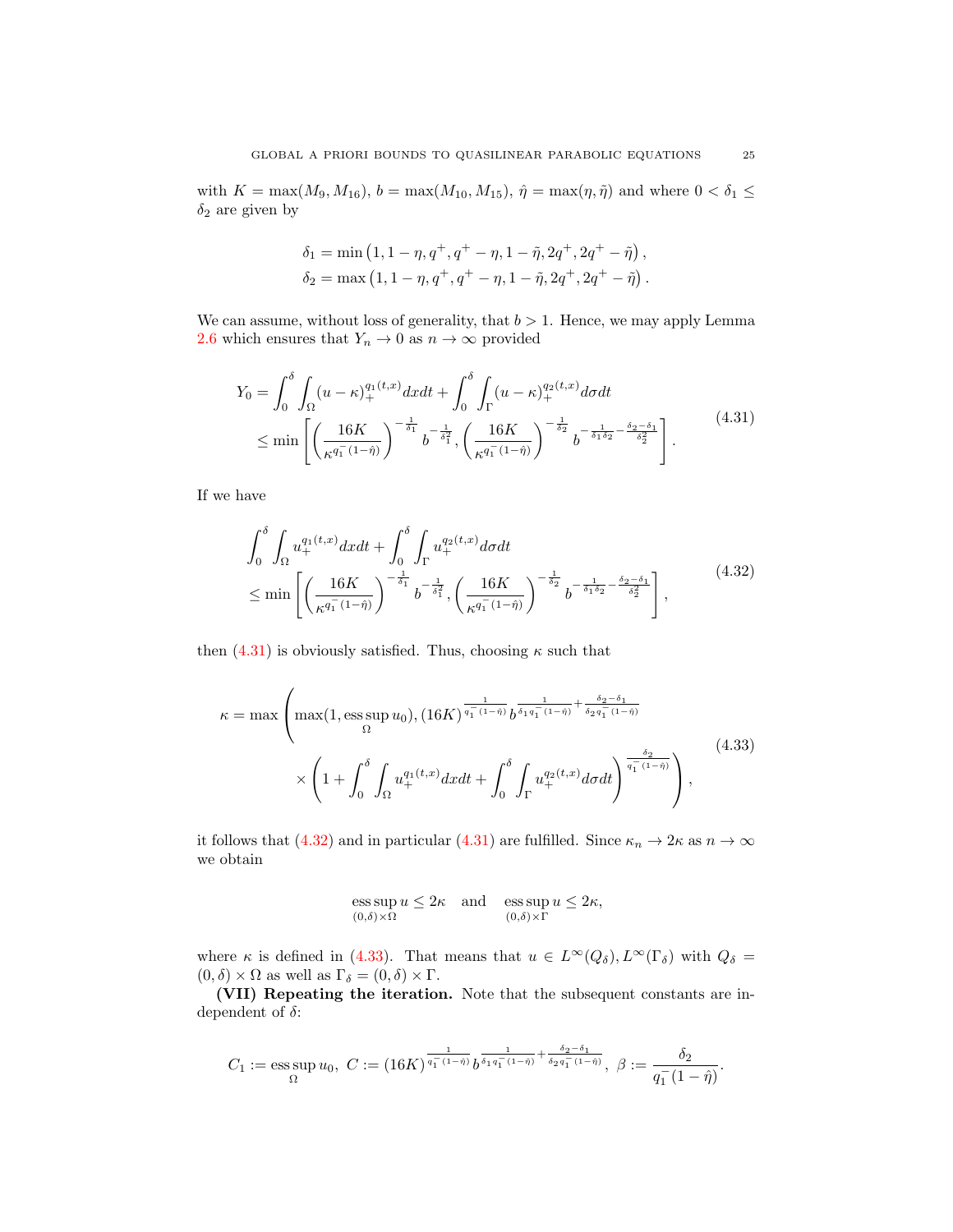with $K = \max(M_9, M_{16})$, $b = \max(M_{10}, M_{15})$, $\hat{\eta} = \max(\eta, \tilde{\eta})$ and where $0 < \delta_1 \leq \delta_2$ are given by

$$
\begin{aligned}
\delta_1 &= \min\left(1, 1-\eta, q^+, q^+ - \eta, 1-\tilde{\eta}, 2q^+, 2q^+ - \tilde{\eta}\right), \\
\delta_2 &= \max\left(1, 1-\eta, q^+, q^+ - \eta, 1-\tilde{\eta}, 2q^+, 2q^+ - \tilde{\eta}\right).
\end{aligned}
$$

We can assume, without loss of generality, that $b > 1$. Hence, we may apply Lemma 2.6 which ensures that $Y_n \to 0$ as $n \to \infty$ provided

$$
\begin{aligned}
Y_0 &= \int_0^\delta \int_\Omega (u-\kappa)_+^{q_1(t,x)} dx dt + \int_0^\delta \int_\Gamma (u-\kappa)_+^{q_2(t,x)} d\sigma dt \\
&\leq \min\left[\left(\frac{16K}{\kappa^{q_1^-(1-\hat{\eta})}}\right)^{-\frac{1}{\delta_1}} b^{-\frac{1}{\delta_1^2}}, \left(\frac{16K}{\kappa^{q_1^-(1-\hat{\eta})}}\right)^{-\frac{1}{\delta_2}} b^{-\frac{1}{\delta_1 \delta_2} - \frac{\delta_2 - \delta_1}{\delta_2^2}}\right].
\end{aligned}
\tag{4.31}
$$

If we have

$$
\begin{aligned}
&\int_0^\delta \int_\Omega u_+^{q_1(t,x)} dx dt + \int_0^\delta \int_\Gamma u_+^{q_2(t,x)} d\sigma dt \\
&\leq \min\left[\left(\frac{16K}{\kappa^{q_1^-(1-\hat{\eta})}}\right)^{-\frac{1}{\delta_1}} b^{-\frac{1}{\delta_1^2}}, \left(\frac{16K}{\kappa^{q_1^-(1-\hat{\eta})}}\right)^{-\frac{1}{\delta_2}} b^{-\frac{1}{\delta_1 \delta_2} - \frac{\delta_2 - \delta_1}{\delta_2^2}}\right],
\end{aligned}
\tag{4.32}
$$

then (4.31) is obviously satisfied. Thus, choosing $\kappa$ such that

$$
\begin{aligned}
\kappa = \max\Bigg(&\max(1, \operatorname*{ess\,sup}_\Omega u_0), (16K)^{\frac{1}{q_1^-(1-\hat{\eta})}} b^{\frac{1}{\delta_1 q_1^-(1-\hat{\eta})} + \frac{\delta_2 - \delta_1}{\delta_2 q_1^-(1-\hat{\eta})}} \\
&\times \left(1 + \int_0^\delta \int_\Omega u_+^{q_1(t,x)} dx dt + \int_0^\delta \int_\Gamma u_+^{q_2(t,x)} d\sigma dt\right)^{\frac{\delta_2}{q_1^-(1-\hat{\eta})}}\Bigg),
\end{aligned}
\tag{4.33}
$$

it follows that (4.32) and in particular (4.31) are fulfilled. Since $\kappa_n \to 2\kappa$ as $n \to \infty$ we obtain

$$
\operatorname*{ess\,sup}_{(0,\delta)\times\Omega} u \leq 2\kappa \quad \text{and} \quad \operatorname*{ess\,sup}_{(0,\delta)\times\Gamma} u \leq 2\kappa,
$$

where $\kappa$ is defined in (4.33). That means that $u \in L^\infty(Q_\delta), L^\infty(\Gamma_\delta)$ with $Q_\delta = (0,\delta) \times \Omega$ as well as $\Gamma_\delta = (0,\delta) \times \Gamma$.

**(VII) Repeating the iteration.** Note that the subsequent constants are independent of $\delta$:

$$
C_1 := \operatorname*{ess\,sup}_\Omega u_0, \; C := (16K)^{\frac{1}{q_1^-(1-\hat{\eta})}} b^{\frac{1}{\delta_1 q_1^-(1-\hat{\eta})} + \frac{\delta_2 - \delta_1}{\delta_2 q_1^-(1-\hat{\eta})}}, \; \beta := \frac{\delta_2}{q_1^-(1-\hat{\eta})}.
$$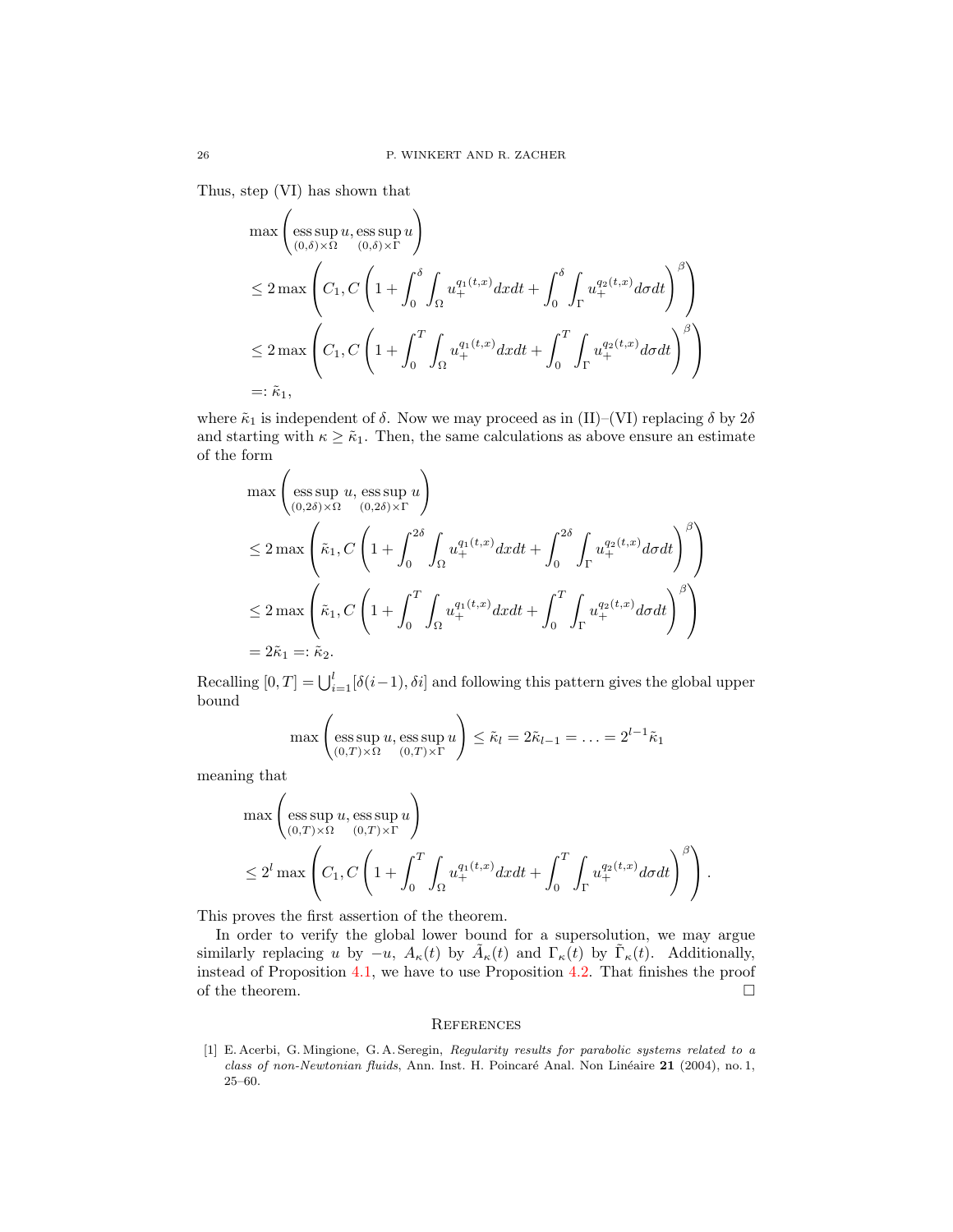Thus, step (VI) has shown that

$$
\begin{aligned}
&\max\left(\operatorname*{ess\,sup}_{(0,\delta)\times\Omega} u, \operatorname*{ess\,sup}_{(0,\delta)\times\Gamma} u\right)\\
&\leq 2\max\left(C_1, C\left(1+\int_0^\delta\int_\Omega u_+^{q_1(t,x)}dxdt+\int_0^\delta\int_\Gamma u_+^{q_2(t,x)}d\sigma dt\right)^\beta\right)\\
&\leq 2\max\left(C_1, C\left(1+\int_0^T\int_\Omega u_+^{q_1(t,x)}dxdt+\int_0^T\int_\Gamma u_+^{q_2(t,x)}d\sigma dt\right)^\beta\right)\\
&=: \tilde{\kappa}_1,
\end{aligned}
$$

where $\tilde{\kappa}_1$ is independent of $\delta$. Now we may proceed as in (II)–(VI) replacing $\delta$ by $2\delta$ and starting with $\kappa \geq \tilde{\kappa}_1$. Then, the same calculations as above ensure an estimate of the form

$$
\begin{aligned}
&\max\left(\operatorname*{ess\,sup}_{(0,2\delta)\times\Omega} u, \operatorname*{ess\,sup}_{(0,2\delta)\times\Gamma} u\right)\\
&\leq 2\max\left(\tilde{\kappa}_1, C\left(1+\int_0^{2\delta}\int_\Omega u_+^{q_1(t,x)}dxdt+\int_0^{2\delta}\int_\Gamma u_+^{q_2(t,x)}d\sigma dt\right)^\beta\right)\\
&\leq 2\max\left(\tilde{\kappa}_1, C\left(1+\int_0^T\int_\Omega u_+^{q_1(t,x)}dxdt+\int_0^T\int_\Gamma u_+^{q_2(t,x)}d\sigma dt\right)^\beta\right)\\
&= 2\tilde{\kappa}_1 =: \tilde{\kappa}_2.
\end{aligned}
$$

Recalling $[0,T] = \bigcup_{i=1}^l [\delta(i-1), \delta i]$ and following this pattern gives the global upper bound

$$
\max\left(\operatorname*{ess\,sup}_{(0,T)\times\Omega} u, \operatorname*{ess\,sup}_{(0,T)\times\Gamma} u\right) \leq \tilde{\kappa}_l = 2\tilde{\kappa}_{l-1} = \ldots = 2^{l-1}\tilde{\kappa}_1
$$

meaning that

$$
\begin{aligned}
&\max\left(\operatorname*{ess\,sup}_{(0,T)\times\Omega} u, \operatorname*{ess\,sup}_{(0,T)\times\Gamma} u\right)\\
&\leq 2^l\max\left(C_1, C\left(1+\int_0^T\int_\Omega u_+^{q_1(t,x)}dxdt+\int_0^T\int_\Gamma u_+^{q_2(t,x)}d\sigma dt\right)^\beta\right).
\end{aligned}
$$

This proves the first assertion of the theorem.

In order to verify the global lower bound for a supersolution, we may argue similarly replacing $u$ by $-u$, $A_\kappa(t)$ by $\tilde{A}_\kappa(t)$ and $\Gamma_\kappa(t)$ by $\tilde{\Gamma}_\kappa(t)$. Additionally, instead of Proposition 4.1, we have to use Proposition 4.2. That finishes the proof of the theorem. □

## References

[1] E. Acerbi, G. Mingione, G. A. Seregin, *Regularity results for parabolic systems related to a class of non-Newtonian fluids*, Ann. Inst. H. Poincaré Anal. Non Linéaire **21** (2004), no. 1, 25–60.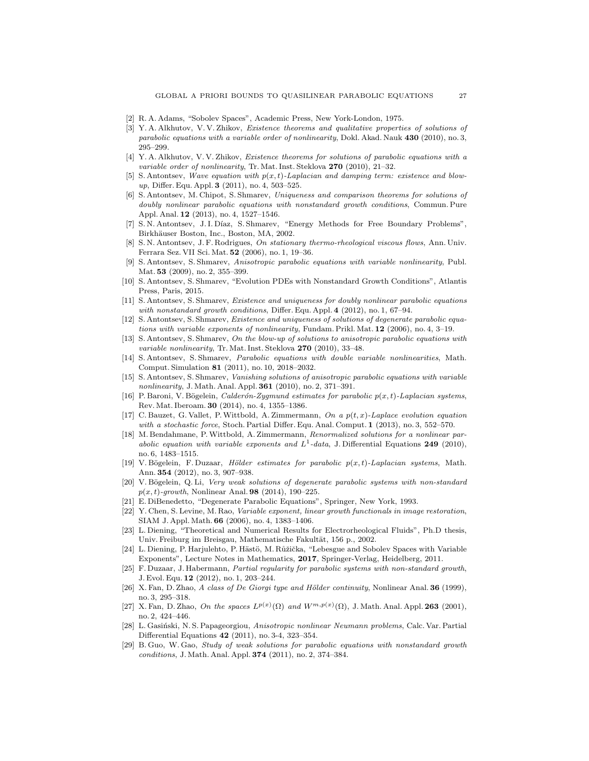[2] R. A. Adams, "Sobolev Spaces", Academic Press, New York-London, 1975.

[3] Y. A. Alkhutov, V. V. Zhikov, *Existence theorems and qualitative properties of solutions of parabolic equations with a variable order of nonlinearity*, Dokl. Akad. Nauk **430** (2010), no. 3, 295–299.

[4] Y. A. Alkhutov, V. V. Zhikov, *Existence theorems for solutions of parabolic equations with a variable order of nonlinearity*, Tr. Mat. Inst. Steklova **270** (2010), 21–32.

[5] S. Antontsev, *Wave equation with $p(x,t)$-Laplacian and damping term: existence and blow-up*, Differ. Equ. Appl. **3** (2011), no. 4, 503–525.

[6] S. Antontsev, M. Chipot, S. Shmarev, *Uniqueness and comparison theorems for solutions of doubly nonlinear parabolic equations with nonstandard growth conditions*, Commun. Pure Appl. Anal. **12** (2013), no. 4, 1527–1546.

[7] S. N. Antontsev, J. I. Díaz, S. Shmarev, "Energy Methods for Free Boundary Problems", Birkhäuser Boston, Inc., Boston, MA, 2002.

[8] S. N. Antontsev, J. F. Rodrigues, *On stationary thermo-rheological viscous flows*, Ann. Univ. Ferrara Sez. VII Sci. Mat. **52** (2006), no. 1, 19–36.

[9] S. Antontsev, S. Shmarev, *Anisotropic parabolic equations with variable nonlinearity*, Publ. Mat. **53** (2009), no. 2, 355–399.

[10] S. Antontsev, S. Shmarev, "Evolution PDEs with Nonstandard Growth Conditions", Atlantis Press, Paris, 2015.

[11] S. Antontsev, S. Shmarev, *Existence and uniqueness for doubly nonlinear parabolic equations with nonstandard growth conditions*, Differ. Equ. Appl. **4** (2012), no. 1, 67–94.

[12] S. Antontsev, S. Shmarev, *Existence and uniqueness of solutions of degenerate parabolic equations with variable exponents of nonlinearity*, Fundam. Prikl. Mat. **12** (2006), no. 4, 3–19.

[13] S. Antontsev, S. Shmarev, *On the blow-up of solutions to anisotropic parabolic equations with variable nonlinearity*, Tr. Mat. Inst. Steklova **270** (2010), 33–48.

[14] S. Antontsev, S. Shmarev, *Parabolic equations with double variable nonlinearities*, Math. Comput. Simulation **81** (2011), no. 10, 2018–2032.

[15] S. Antontsev, S. Shmarev, *Vanishing solutions of anisotropic parabolic equations with variable nonlinearity*, J. Math. Anal. Appl. **361** (2010), no. 2, 371–391.

[16] P. Baroni, V. Bögelein, *Calderón-Zygmund estimates for parabolic $p(x,t)$-Laplacian systems*, Rev. Mat. Iberoam. **30** (2014), no. 4, 1355–1386.

[17] C. Bauzet, G. Vallet, P. Wittbold, A. Zimmermann, *On a $p(t,x)$-Laplace evolution equation with a stochastic force*, Stoch. Partial Differ. Equ. Anal. Comput. **1** (2013), no. 3, 552–570.

[18] M. Bendahmane, P. Wittbold, A. Zimmermann, *Renormalized solutions for a nonlinear parabolic equation with variable exponents and $L^1$-data*, J. Differential Equations **249** (2010), no. 6, 1483–1515.

[19] V. Bögelein, F. Duzaar, *Hölder estimates for parabolic $p(x,t)$-Laplacian systems*, Math. Ann. **354** (2012), no. 3, 907–938.

[20] V. Bögelein, Q. Li, *Very weak solutions of degenerate parabolic systems with non-standard $p(x,t)$-growth*, Nonlinear Anal. **98** (2014), 190–225.

[21] E. DiBenedetto, "Degenerate Parabolic Equations", Springer, New York, 1993.

[22] Y. Chen, S. Levine, M. Rao, *Variable exponent, linear growth functionals in image restoration*, SIAM J. Appl. Math. **66** (2006), no. 4, 1383–1406.

[23] L. Diening, "Theoretical and Numerical Results for Electrorheological Fluids", Ph.D thesis, Univ. Freiburg im Breisgau, Mathematische Fakultät, 156 p., 2002.

[24] L. Diening, P. Harjulehto, P. Hästö, M. Růžička, "Lebesgue and Sobolev Spaces with Variable Exponents", Lecture Notes in Mathematics, **2017**, Springer-Verlag, Heidelberg, 2011.

[25] F. Duzaar, J. Habermann, *Partial regularity for parabolic systems with non-standard growth*, J. Evol. Equ. **12** (2012), no. 1, 203–244.

[26] X. Fan, D. Zhao, *A class of De Giorgi type and Hölder continuity*, Nonlinear Anal. **36** (1999), no. 3, 295–318.

[27] X. Fan, D. Zhao, *On the spaces $L^{p(x)}(\Omega)$ and $W^{m,p(x)}(\Omega)$*, J. Math. Anal. Appl. **263** (2001), no. 2, 424–446.

[28] L. Gasiński, N. S. Papageorgiou, *Anisotropic nonlinear Neumann problems*, Calc. Var. Partial Differential Equations **42** (2011), no. 3-4, 323–354.

[29] B. Guo, W. Gao, *Study of weak solutions for parabolic equations with nonstandard growth conditions*, J. Math. Anal. Appl. **374** (2011), no. 2, 374–384.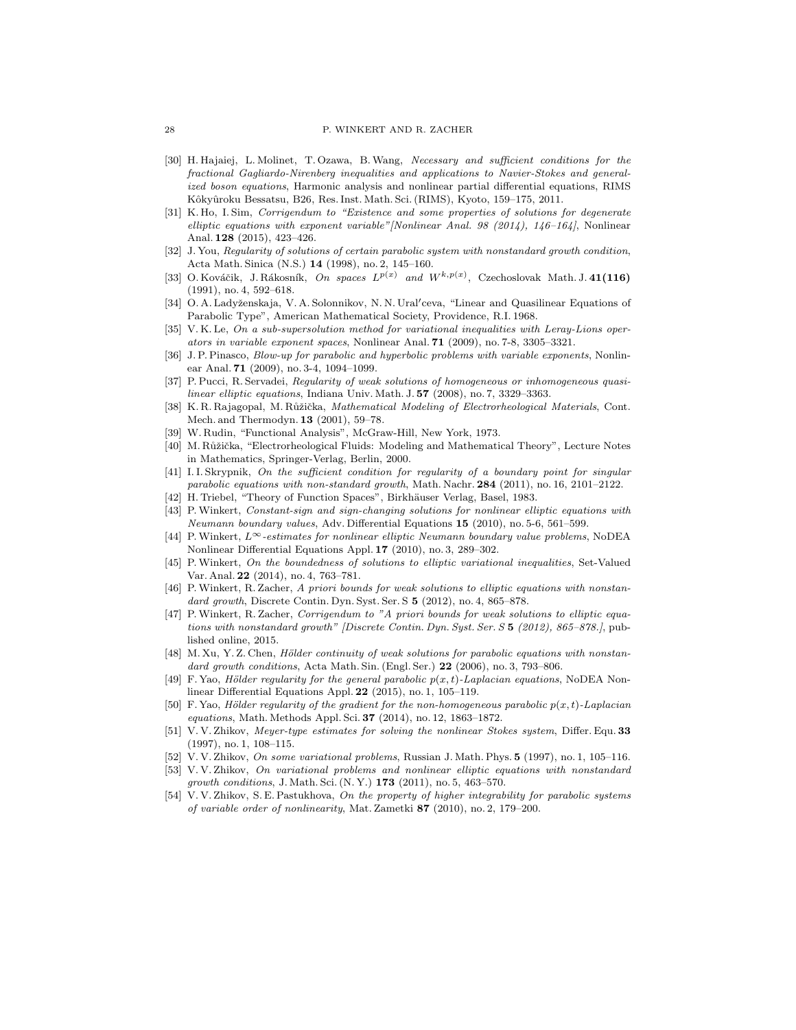[30] H. Hajaiej, L. Molinet, T. Ozawa, B. Wang, *Necessary and sufficient conditions for the fractional Gagliardo-Nirenberg inequalities and applications to Navier-Stokes and generalized boson equations*, Harmonic analysis and nonlinear partial differential equations, RIMS Kôkyûroku Bessatsu, B26, Res. Inst. Math. Sci. (RIMS), Kyoto, 159–175, 2011.

[31] K. Ho, I. Sim, *Corrigendum to "Existence and some properties of solutions for degenerate elliptic equations with exponent variable"[Nonlinear Anal. 98 (2014), 146–164]*, Nonlinear Anal. **128** (2015), 423–426.

[32] J. You, *Regularity of solutions of certain parabolic system with nonstandard growth condition*, Acta Math. Sinica (N.S.) **14** (1998), no. 2, 145–160.

[33] O. Kováčik, J. Rákosník, *On spaces $L^{p(x)}$ and $W^{k,p(x)}$*, Czechoslovak Math. J. **41(116)** (1991), no. 4, 592–618.

[34] O. A. Ladyženskaja, V. A. Solonnikov, N. N. Ural′ceva, "Linear and Quasilinear Equations of Parabolic Type", American Mathematical Society, Providence, R.I. 1968.

[35] V. K. Le, *On a sub-supersolution method for variational inequalities with Leray-Lions operators in variable exponent spaces*, Nonlinear Anal. **71** (2009), no. 7-8, 3305–3321.

[36] J. P. Pinasco, *Blow-up for parabolic and hyperbolic problems with variable exponents*, Nonlinear Anal. **71** (2009), no. 3-4, 1094–1099.

[37] P. Pucci, R. Servadei, *Regularity of weak solutions of homogeneous or inhomogeneous quasilinear elliptic equations*, Indiana Univ. Math. J. **57** (2008), no. 7, 3329–3363.

[38] K. R. Rajagopal, M. Růžička, *Mathematical Modeling of Electrorheological Materials*, Cont. Mech. and Thermodyn. **13** (2001), 59–78.

[39] W. Rudin, "Functional Analysis", McGraw-Hill, New York, 1973.

[40] M. Růžička, "Electrorheological Fluids: Modeling and Mathematical Theory", Lecture Notes in Mathematics, Springer-Verlag, Berlin, 2000.

[41] I. I. Skrypnik, *On the sufficient condition for regularity of a boundary point for singular parabolic equations with non-standard growth*, Math. Nachr. **284** (2011), no. 16, 2101–2122.

[42] H. Triebel, "Theory of Function Spaces", Birkhäuser Verlag, Basel, 1983.

[43] P. Winkert, *Constant-sign and sign-changing solutions for nonlinear elliptic equations with Neumann boundary values*, Adv. Differential Equations **15** (2010), no. 5-6, 561–599.

[44] P. Winkert, *$L^\infty$-estimates for nonlinear elliptic Neumann boundary value problems*, NoDEA Nonlinear Differential Equations Appl. **17** (2010), no. 3, 289–302.

[45] P. Winkert, *On the boundedness of solutions to elliptic variational inequalities*, Set-Valued Var. Anal. **22** (2014), no. 4, 763–781.

[46] P. Winkert, R. Zacher, *A priori bounds for weak solutions to elliptic equations with nonstandard growth*, Discrete Contin. Dyn. Syst. Ser. S **5** (2012), no. 4, 865–878.

[47] P. Winkert, R. Zacher, *Corrigendum to "A priori bounds for weak solutions to elliptic equations with nonstandard growth" [Discrete Contin. Dyn. Syst. Ser. S* **5** *(2012), 865–878.]*, published online, 2015.

[48] M. Xu, Y. Z. Chen, *Hölder continuity of weak solutions for parabolic equations with nonstandard growth conditions*, Acta Math. Sin. (Engl. Ser.) **22** (2006), no. 3, 793–806.

[49] F. Yao, *Hölder regularity for the general parabolic $p(x,t)$-Laplacian equations*, NoDEA Nonlinear Differential Equations Appl. **22** (2015), no. 1, 105–119.

[50] F. Yao, *Hölder regularity of the gradient for the non-homogeneous parabolic $p(x,t)$-Laplacian equations*, Math. Methods Appl. Sci. **37** (2014), no. 12, 1863–1872.

[51] V. V. Zhikov, *Meyer-type estimates for solving the nonlinear Stokes system*, Differ. Equ. **33** (1997), no. 1, 108–115.

[52] V. V. Zhikov, *On some variational problems*, Russian J. Math. Phys. **5** (1997), no. 1, 105–116.

[53] V. V. Zhikov, *On variational problems and nonlinear elliptic equations with nonstandard growth conditions*, J. Math. Sci. (N. Y.) **173** (2011), no. 5, 463–570.

[54] V. V. Zhikov, S. E. Pastukhova, *On the property of higher integrability for parabolic systems of variable order of nonlinearity*, Mat. Zametki **87** (2010), no. 2, 179–200.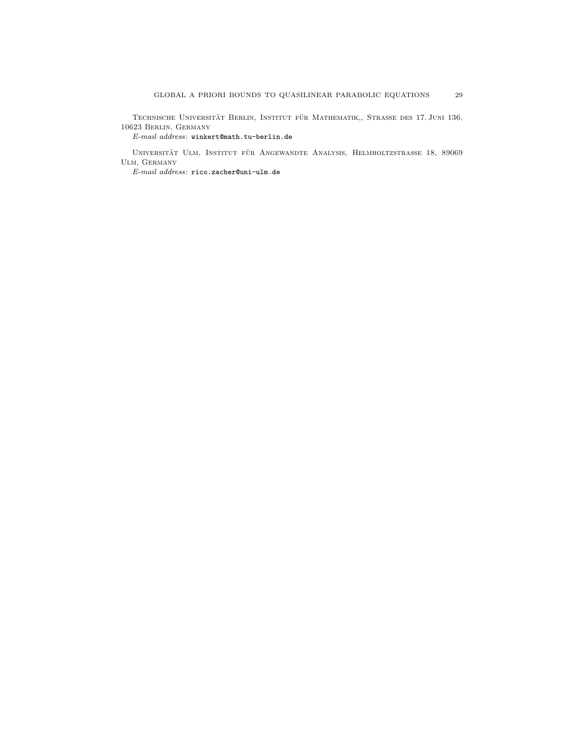Technische Universität Berlin, Institut für Mathematik,, Strasse des 17. Juni 136, 10623 Berlin, Germany

*E-mail address*: winkert@math.tu-berlin.de

Universität Ulm, Institut für Angewandte Analysis, Helmholtzstrasse 18, 89069 Ulm, Germany

*E-mail address*: rico.zacher@uni-ulm.de